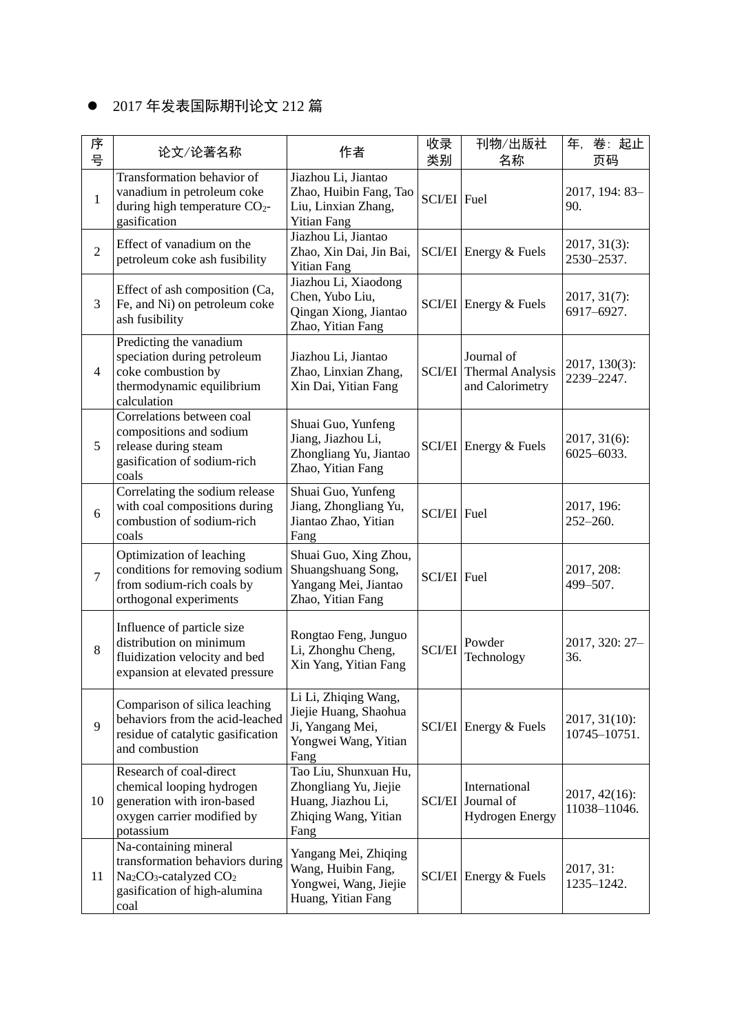- 2017 年发表国际期刊论文 212 篇

| 序号 | 论文/论著名称 | 作者 | 收录类别 | 刊物/出版社名称 | 年，卷：起止页码 |
|---|---|---|---|---|---|
| 1 | Transformation behavior of vanadium in petroleum coke during high temperature $CO_2$-gasification | Jiazhou Li, Jiantao Zhao, Huibin Fang, Tao Liu, Linxian Zhang, Yitian Fang | SCI/EI | Fuel | 2017, 194: 83–90. |
| 2 | Effect of vanadium on the petroleum coke ash fusibility | Jiazhou Li, Jiantao Zhao, Xin Dai, Jin Bai, Yitian Fang | SCI/EI | Energy & Fuels | 2017, 31(3): 2530–2537. |
| 3 | Effect of ash composition (Ca, Fe, and Ni) on petroleum coke ash fusibility | Jiazhou Li, Xiaodong Chen, Yubo Liu, Qingan Xiong, Jiantao Zhao, Yitian Fang | SCI/EI | Energy & Fuels | 2017, 31(7): 6917–6927. |
| 4 | Predicting the vanadium speciation during petroleum coke combustion by thermodynamic equilibrium calculation | Jiazhou Li, Jiantao Zhao, Linxian Zhang, Xin Dai, Yitian Fang | SCI/EI | Journal of Thermal Analysis and Calorimetry | 2017, 130(3): 2239–2247. |
| 5 | Correlations between coal compositions and sodium release during steam gasification of sodium-rich coals | Shuai Guo, Yunfeng Jiang, Jiazhou Li, Zhongliang Yu, Jiantao Zhao, Yitian Fang | SCI/EI | Energy & Fuels | 2017, 31(6): 6025–6033. |
| 6 | Correlating the sodium release with coal compositions during combustion of sodium-rich coals | Shuai Guo, Yunfeng Jiang, Zhongliang Yu, Jiantao Zhao, Yitian Fang | SCI/EI | Fuel | 2017, 196: 252–260. |
| 7 | Optimization of leaching conditions for removing sodium from sodium-rich coals by orthogonal experiments | Shuai Guo, Xing Zhou, Shuangshuang Song, Yangang Mei, Jiantao Zhao, Yitian Fang | SCI/EI | Fuel | 2017, 208: 499–507. |
| 8 | Influence of particle size distribution on minimum fluidization velocity and bed expansion at elevated pressure | Rongtao Feng, Junguo Li, Zhonghu Cheng, Xin Yang, Yitian Fang | SCI/EI | Powder Technology | 2017, 320: 27–36. |
| 9 | Comparison of silica leaching behaviors from the acid-leached residue of catalytic gasification and combustion | Li Li, Zhiqing Wang, Jiejie Huang, Shaohua Ji, Yangang Mei, Yongwei Wang, Yitian Fang | SCI/EI | Energy & Fuels | 2017, 31(10): 10745–10751. |
| 10 | Research of coal-direct chemical looping hydrogen generation with iron-based oxygen carrier modified by potassium | Tao Liu, Shunxuan Hu, Zhongliang Yu, Jiejie Huang, Jiazhou Li, Zhiqing Wang, Yitian Fang | SCI/EI | International Journal of Hydrogen Energy | 2017, 42(16): 11038–11046. |
| 11 | Na-containing mineral transformation behaviors during $Na_2CO_3$-catalyzed $CO_2$ gasification of high-alumina coal | Yangang Mei, Zhiqing Wang, Huibin Fang, Yongwei, Wang, Jiejie Huang, Yitian Fang | SCI/EI | Energy & Fuels | 2017, 31: 1235–1242. |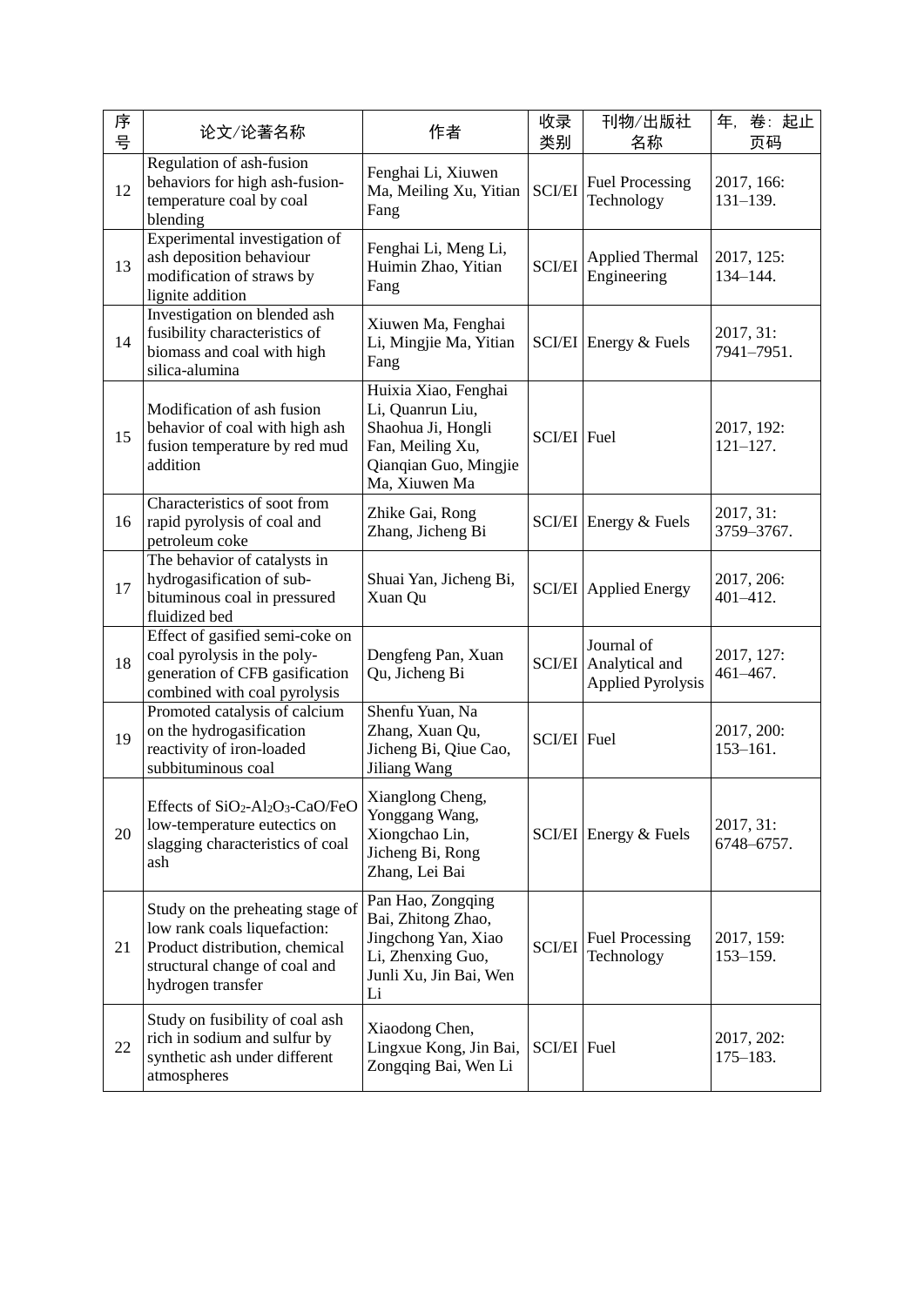| 序号 | 论文/论著名称 | 作者 | 收录类别 | 刊物/出版社名称 | 年，卷：起止页码 |
|---|---|---|---|---|---|
| 12 | Regulation of ash-fusion behaviors for high ash-fusion-temperature coal by coal blending | Fenghai Li, Xiuwen Ma, Meiling Xu, Yitian Fang | SCI/EI | Fuel Processing Technology | 2017, 166: 131–139. |
| 13 | Experimental investigation of ash deposition behaviour modification of straws by lignite addition | Fenghai Li, Meng Li, Huimin Zhao, Yitian Fang | SCI/EI | Applied Thermal Engineering | 2017, 125: 134–144. |
| 14 | Investigation on blended ash fusibility characteristics of biomass and coal with high silica-alumina | Xiuwen Ma, Fenghai Li, Mingjie Ma, Yitian Fang | SCI/EI | Energy & Fuels | 2017, 31: 7941–7951. |
| 15 | Modification of ash fusion behavior of coal with high ash fusion temperature by red mud addition | Huixia Xiao, Fenghai Li, Quanrun Liu, Shaohua Ji, Hongli Fan, Meiling Xu, Qianqian Guo, Mingjie Ma, Xiuwen Ma | SCI/EI | Fuel | 2017, 192: 121–127. |
| 16 | Characteristics of soot from rapid pyrolysis of coal and petroleum coke | Zhike Gai, Rong Zhang, Jicheng Bi | SCI/EI | Energy & Fuels | 2017, 31: 3759–3767. |
| 17 | The behavior of catalysts in hydrogasification of sub-bituminous coal in pressured fluidized bed | Shuai Yan, Jicheng Bi, Xuan Qu | SCI/EI | Applied Energy | 2017, 206: 401–412. |
| 18 | Effect of gasified semi-coke on coal pyrolysis in the poly-generation of CFB gasification combined with coal pyrolysis | Dengfeng Pan, Xuan Qu, Jicheng Bi | SCI/EI | Journal of Analytical and Applied Pyrolysis | 2017, 127: 461–467. |
| 19 | Promoted catalysis of calcium on the hydrogasification reactivity of iron-loaded subbituminous coal | Shenfu Yuan, Na Zhang, Xuan Qu, Jicheng Bi, Qiue Cao, Jiliang Wang | SCI/EI | Fuel | 2017, 200: 153–161. |
| 20 | Effects of $SiO_2$-$Al_2O_3$-CaO/FeO low-temperature eutectics on slagging characteristics of coal ash | Xianglong Cheng, Yonggang Wang, Xiongchao Lin, Jicheng Bi, Rong Zhang, Lei Bai | SCI/EI | Energy & Fuels | 2017, 31: 6748–6757. |
| 21 | Study on the preheating stage of low rank coals liquefaction: Product distribution, chemical structural change of coal and hydrogen transfer | Pan Hao, Zongqing Bai, Zhitong Zhao, Jingchong Yan, Xiao Li, Zhenxing Guo, Junli Xu, Jin Bai, Wen Li | SCI/EI | Fuel Processing Technology | 2017, 159: 153–159. |
| 22 | Study on fusibility of coal ash rich in sodium and sulfur by synthetic ash under different atmospheres | Xiaodong Chen, Lingxue Kong, Jin Bai, Zongqing Bai, Wen Li | SCI/EI | Fuel | 2017, 202: 175–183. |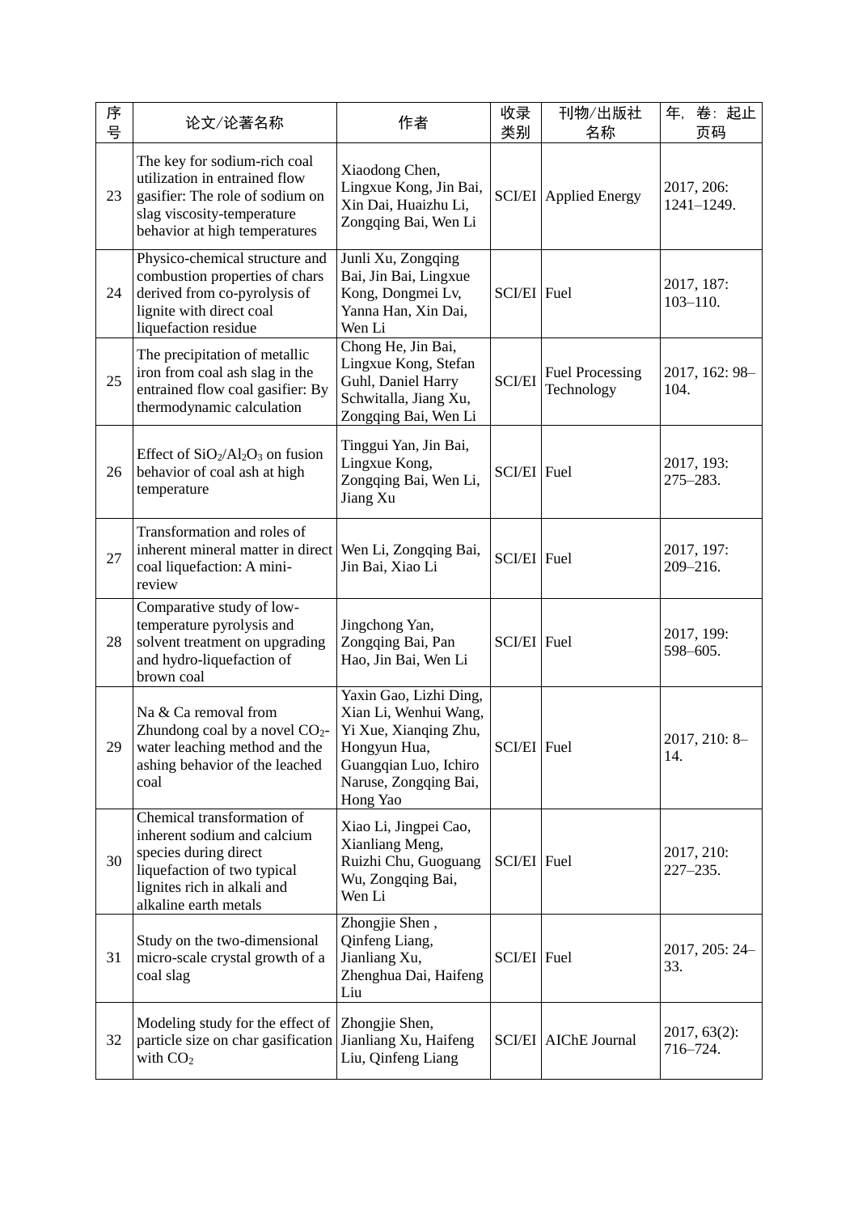| 序号 | 论文/论著名称 | 作者 | 收录类别 | 刊物/出版社名称 | 年，卷：起止页码 |
|---|---|---|---|---|---|
| 23 | The key for sodium-rich coal utilization in entrained flow gasifier: The role of sodium on slag viscosity-temperature behavior at high temperatures | Xiaodong Chen, Lingxue Kong, Jin Bai, Xin Dai, Huaizhu Li, Zongqing Bai, Wen Li | SCI/EI | Applied Energy | 2017, 206: 1241–1249. |
| 24 | Physico-chemical structure and combustion properties of chars derived from co-pyrolysis of lignite with direct coal liquefaction residue | Junli Xu, Zongqing Bai, Jin Bai, Lingxue Kong, Dongmei Lv, Yanna Han, Xin Dai, Wen Li | SCI/EI | Fuel | 2017, 187: 103–110. |
| 25 | The precipitation of metallic iron from coal ash slag in the entrained flow coal gasifier: By thermodynamic calculation | Chong He, Jin Bai, Lingxue Kong, Stefan Guhl, Daniel Harry Schwitalla, Jiang Xu, Zongqing Bai, Wen Li | SCI | Fuel Processing Technology | 2017, 162: 98–104. |
| 26 | Effect of $SiO_2/Al_2O_3$ on fusion behavior of coal ash at high temperature | Tinggui Yan, Jin Bai, Lingxue Kong, Zongqing Bai, Wen Li, Jiang Xu | SCI/EI | Fuel | 2017, 193: 275–283. |
| 27 | Transformation and roles of inherent mineral matter in direct coal liquefaction: A mini-review | Wen Li, Zongqing Bai, Jin Bai, Xiao Li | SCI/EI | Fuel | 2017, 197: 209–216. |
| 28 | Comparative study of low-temperature pyrolysis and solvent treatment on upgrading and hydro-liquefaction of brown coal | Jingchong Yan, Zongqing Bai, Pan Hao, Jin Bai, Wen Li | SCI/EI | Fuel | 2017, 199: 598–605. |
| 29 | Na & Ca removal from Zhundong coal by a novel $CO_2$-water leaching method and the ashing behavior of the leached coal | Yaxin Gao, Lizhi Ding, Xian Li, Wenhui Wang, Yi Xue, Xianqing Zhu, Hongyun Hua, Guangqian Luo, Ichiro Naruse, Zongqing Bai, Hong Yao | SCI/EI | Fuel | 2017, 210: 8–14. |
| 30 | Chemical transformation of inherent sodium and calcium species during direct liquefaction of two typical lignites rich in alkali and alkaline earth metals | Xiao Li, Jingpei Cao, Xianliang Meng, Ruizhi Chu, Guoguang Wu, Zongqing Bai, Wen Li | SCI/EI | Fuel | 2017, 210: 227–235. |
| 31 | Study on the two-dimensional micro-scale crystal growth of a coal slag | Zhongjie Shen , Qinfeng Liang, Jianliang Xu, Zhenghua Dai, Haifeng Liu | SCI/EI | Fuel | 2017, 205: 24–33. |
| 32 | Modeling study for the effect of particle size on char gasification with $CO_2$ | Zhongjie Shen, Jianliang Xu, Haifeng Liu, Qinfeng Liang | SCI/EI | AIChE Journal | 2017, 63(2): 716–724. |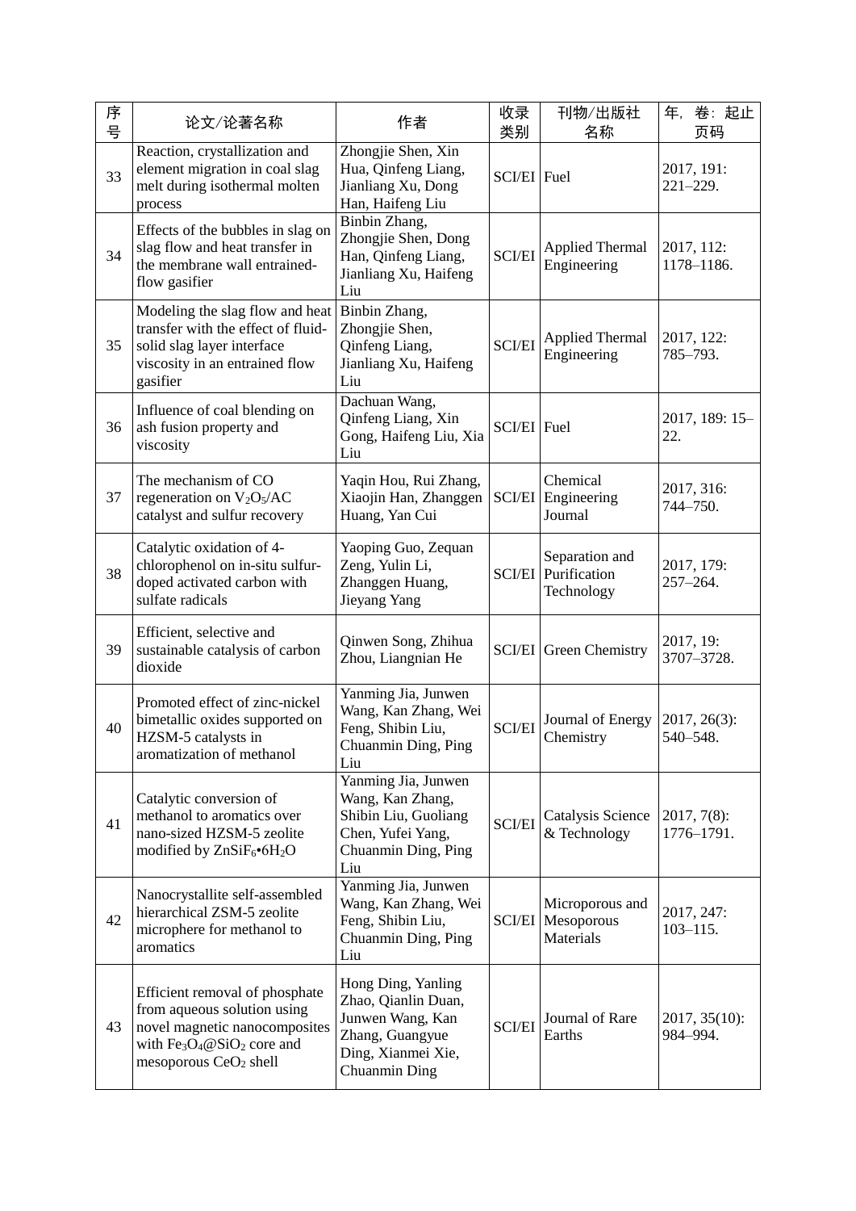| 序号 | 论文/论著名称 | 作者 | 收录类别 | 刊物/出版社名称 | 年，卷：起止页码 |
| --- | --- | --- | --- | --- | --- |
| 33 | Reaction, crystallization and element migration in coal slag melt during isothermal molten process | Zhongjie Shen, Xin Hua, Qinfeng Liang, Jianliang Xu, Dong Han, Haifeng Liu | SCI/EI | Fuel | 2017, 191: 221–229. |
| 34 | Effects of the bubbles in slag on slag flow and heat transfer in the membrane wall entrained-flow gasifier | Binbin Zhang, Zhongjie Shen, Dong Han, Qinfeng Liang, Jianliang Xu, Haifeng Liu | SCI/EI | Applied Thermal Engineering | 2017, 112: 1178–1186. |
| 35 | Modeling the slag flow and heat transfer with the effect of fluid-solid slag layer interface viscosity in an entrained flow gasifier | Binbin Zhang, Zhongjie Shen, Qinfeng Liang, Jianliang Xu, Haifeng Liu | SCI/EI | Applied Thermal Engineering | 2017, 122: 785–793. |
| 36 | Influence of coal blending on ash fusion property and viscosity | Dachuan Wang, Qinfeng Liang, Xin Gong, Haifeng Liu, Xia Liu | SCI/EI | Fuel | 2017, 189: 15–22. |
| 37 | The mechanism of CO regeneration on $V_2O_5$/AC catalyst and sulfur recovery | Yaqin Hou, Rui Zhang, Xiaojin Han, Zhanggen Huang, Yan Cui | SCI/EI | Chemical Engineering Journal | 2017, 316: 744–750. |
| 38 | Catalytic oxidation of 4-chlorophenol on in-situ sulfur-doped activated carbon with sulfate radicals | Yaoping Guo, Zequan Zeng, Yulin Li, Zhanggen Huang, Jieyang Yang | SCI/EI | Separation and Purification Technology | 2017, 179: 257–264. |
| 39 | Efficient, selective and sustainable catalysis of carbon dioxide | Qinwen Song, Zhihua Zhou, Liangnian He | SCI/EI | Green Chemistry | 2017, 19: 3707–3728. |
| 40 | Promoted effect of zinc-nickel bimetallic oxides supported on HZSM-5 catalysts in aromatization of methanol | Yanming Jia, Junwen Wang, Kan Zhang, Wei Feng, Shibin Liu, Chuanmin Ding, Ping Liu | SCI/EI | Journal of Energy Chemistry | 2017, 26(3): 540–548. |
| 41 | Catalytic conversion of methanol to aromatics over nano-sized HZSM-5 zeolite modified by $ZnSiF_6 \cdot 6H_2O$ | Yanming Jia, Junwen Wang, Kan Zhang, Shibin Liu, Guoliang Chen, Yufei Yang, Chuanmin Ding, Ping Liu | SCI/EI | Catalysis Science & Technology | 2017, 7(8): 1776–1791. |
| 42 | Nanocrystallite self-assembled hierarchical ZSM-5 zeolite microphere for methanol to aromatics | Yanming Jia, Junwen Wang, Kan Zhang, Wei Feng, Shibin Liu, Chuanmin Ding, Ping Liu | SCI/EI | Microporous and Mesoporous Materials | 2017, 247: 103–115. |
| 43 | Efficient removal of phosphate from aqueous solution using novel magnetic nanocomposites with $Fe_3O_4$@$SiO_2$ core and mesoporous $CeO_2$ shell | Hong Ding, Yanling Zhao, Qianlin Duan, Junwen Wang, Kan Zhang, Guangyue Ding, Xianmei Xie, Chuanmin Ding | SCI/EI | Journal of Rare Earths | 2017, 35(10): 984–994. |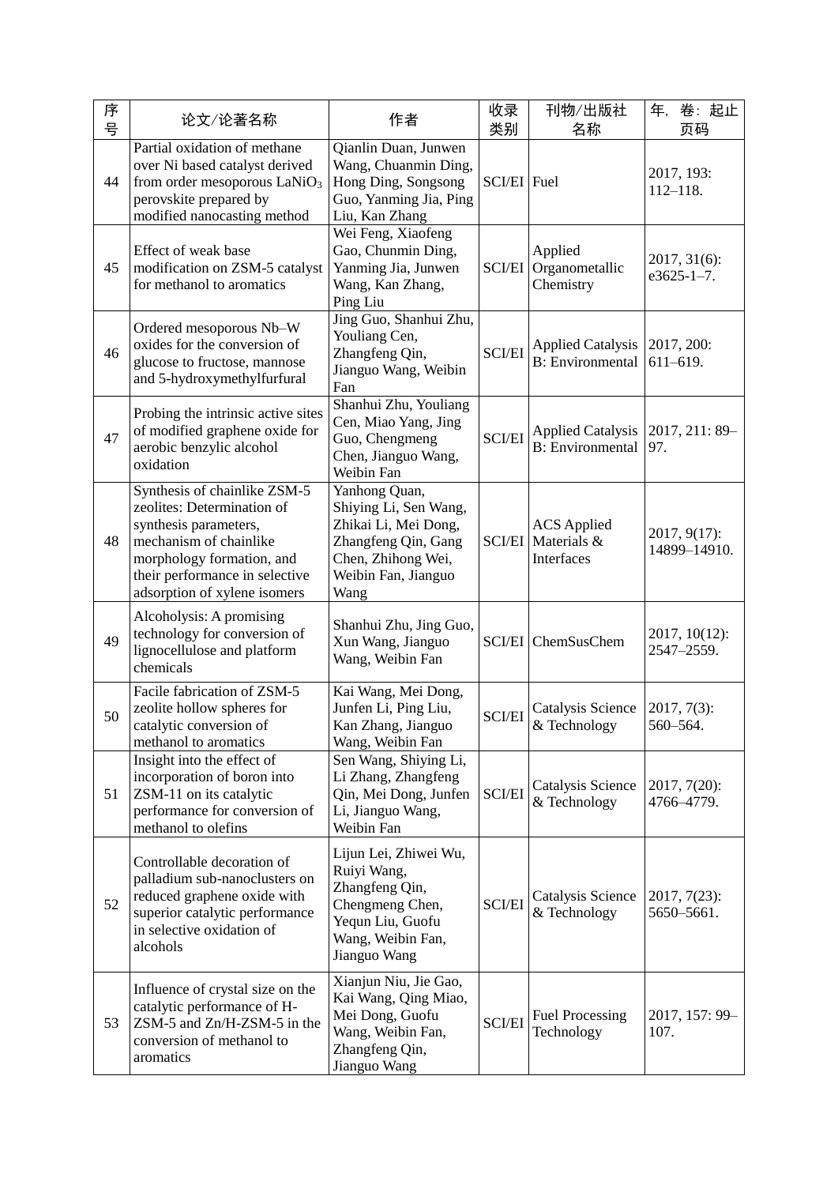| 序号 | 论文/论著名称 | 作者 | 收录类别 | 刊物/出版社名称 | 年，卷：起止页码 |
| --- | --- | --- | --- | --- | --- |
| 44 | Partial oxidation of methane over Ni based catalyst derived from order mesoporous $LaNiO_3$ perovskite prepared by modified nanocasting method | Qianlin Duan, Junwen Wang, Chuanmin Ding, Hong Ding, Songsong Guo, Yanming Jia, Ping Liu, Kan Zhang | SCI/EI | Fuel | 2017, 193: 112–118. |
| 45 | Effect of weak base modification on ZSM-5 catalyst for methanol to aromatics | Wei Feng, Xiaofeng Gao, Chunmin Ding, Yanming Jia, Junwen Wang, Kan Zhang, Ping Liu | SCI/EI | Applied Organometallic Chemistry | 2017, 31(6): e3625-1–7. |
| 46 | Ordered mesoporous Nb–W oxides for the conversion of glucose to fructose, mannose and 5-hydroxymethylfurfural | Jing Guo, Shanhui Zhu, Youliang Cen, Zhangfeng Qin, Jianguo Wang, Weibin Fan | SCI/EI | Applied Catalysis B: Environmental | 2017, 200: 611–619. |
| 47 | Probing the intrinsic active sites of modified graphene oxide for aerobic benzylic alcohol oxidation | Shanhui Zhu, Youliang Cen, Miao Yang, Jing Guo, Chengmeng Chen, Jianguo Wang, Weibin Fan | SCI/EI | Applied Catalysis B: Environmental | 2017, 211: 89–97. |
| 48 | Synthesis of chainlike ZSM-5 zeolites: Determination of synthesis parameters, mechanism of chainlike morphology formation, and their performance in selective adsorption of xylene isomers | Yanhong Quan, Shiying Li, Sen Wang, Zhikai Li, Mei Dong, Zhangfeng Qin, Gang Chen, Zhihong Wei, Weibin Fan, Jianguo Wang | SCI/EI | ACS Applied Materials & Interfaces | 2017, 9(17): 14899–14910. |
| 49 | Alcoholysis: A promising technology for conversion of lignocellulose and platform chemicals | Shanhui Zhu, Jing Guo, Xun Wang, Jianguo Wang, Weibin Fan | SCI/EI | ChemSusChem | 2017, 10(12): 2547–2559. |
| 50 | Facile fabrication of ZSM-5 zeolite hollow spheres for catalytic conversion of methanol to aromatics | Kai Wang, Mei Dong, Junfen Li, Ping Liu, Kan Zhang, Jianguo Wang, Weibin Fan | SCI/EI | Catalysis Science & Technology | 2017, 7(3): 560–564. |
| 51 | Insight into the effect of incorporation of boron into ZSM-11 on its catalytic performance for conversion of methanol to olefins | Sen Wang, Shiying Li, Li Zhang, Zhangfeng Qin, Mei Dong, Junfen Li, Jianguo Wang, Weibin Fan | SCI/EI | Catalysis Science & Technology | 2017, 7(20): 4766–4779. |
| 52 | Controllable decoration of palladium sub-nanoclusters on reduced graphene oxide with superior catalytic performance in selective oxidation of alcohols | Lijun Lei, Zhiwei Wu, Ruiyi Wang, Zhangfeng Qin, Chengmeng Chen, Yequn Liu, Guofu Wang, Weibin Fan, Jianguo Wang | SCI/EI | Catalysis Science & Technology | 2017, 7(23): 5650–5661. |
| 53 | Influence of crystal size on the catalytic performance of H-ZSM-5 and Zn/H-ZSM-5 in the conversion of methanol to aromatics | Xianjun Niu, Jie Gao, Kai Wang, Qing Miao, Mei Dong, Guofu Wang, Weibin Fan, Zhangfeng Qin, Jianguo Wang | SCI/EI | Fuel Processing Technology | 2017, 157: 99–107. |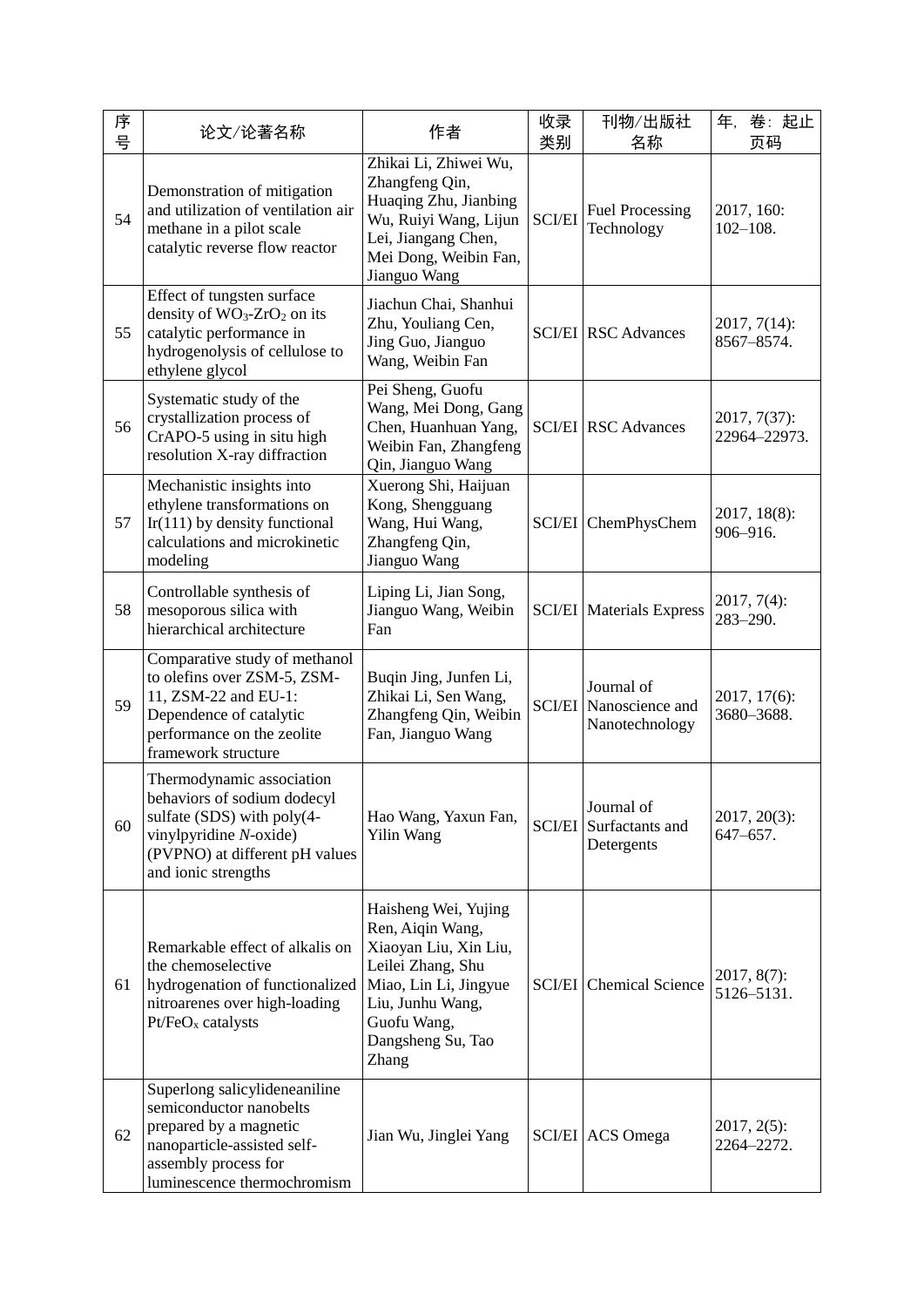| 序号 | 论文/论著名称 | 作者 | 收录类别 | 刊物/出版社名称 | 年，卷：起止页码 |
|---|---|---|---|---|---|
| 54 | Demonstration of mitigation and utilization of ventilation air methane in a pilot scale catalytic reverse flow reactor | Zhikai Li, Zhiwei Wu, Zhangfeng Qin, Huaqing Zhu, Jianbing Wu, Ruiyi Wang, Lijun Lei, Jiangang Chen, Mei Dong, Weibin Fan, Jianguo Wang | SCI/EI | Fuel Processing Technology | 2017, 160: 102–108. |
| 55 | Effect of tungsten surface density of $WO_3$-$ZrO_2$ on its catalytic performance in hydrogenolysis of cellulose to ethylene glycol | Jiachun Chai, Shanhui Zhu, Youliang Cen, Jing Guo, Jianguo Wang, Weibin Fan | SCI/EI | RSC Advances | 2017, 7(14): 8567–8574. |
| 56 | Systematic study of the crystallization process of CrAPO-5 using in situ high resolution X-ray diffraction | Pei Sheng, Guofu Wang, Mei Dong, Gang Chen, Huanhuan Yang, Weibin Fan, Zhangfeng Qin, Jianguo Wang | SCI/EI | RSC Advances | 2017, 7(37): 22964–22973. |
| 57 | Mechanistic insights into ethylene transformations on Ir(111) by density functional calculations and microkinetic modeling | Xuerong Shi, Haijuan Kong, Shengguang Wang, Hui Wang, Zhangfeng Qin, Jianguo Wang | SCI/EI | ChemPhysChem | 2017, 18(8): 906–916. |
| 58 | Controllable synthesis of mesoporous silica with hierarchical architecture | Liping Li, Jian Song, Jianguo Wang, Weibin Fan | SCI/EI | Materials Express | 2017, 7(4): 283–290. |
| 59 | Comparative study of methanol to olefins over ZSM-5, ZSM-11, ZSM-22 and EU-1: Dependence of catalytic performance on the zeolite framework structure | Buqin Jing, Junfen Li, Zhikai Li, Sen Wang, Zhangfeng Qin, Weibin Fan, Jianguo Wang | SCI/EI | Journal of Nanoscience and Nanotechnology | 2017, 17(6): 3680–3688. |
| 60 | Thermodynamic association behaviors of sodium dodecyl sulfate (SDS) with poly(4-vinylpyridine *N*-oxide) (PVPNO) at different pH values and ionic strengths | Hao Wang, Yaxun Fan, Yilin Wang | SCI/EI | Journal of Surfactants and Detergents | 2017, 20(3): 647–657. |
| 61 | Remarkable effect of alkalis on the chemoselective hydrogenation of functionalized nitroarenes over high-loading $Pt/FeO_x$ catalysts | Haisheng Wei, Yujing Ren, Aiqin Wang, Xiaoyan Liu, Xin Liu, Leilei Zhang, Shu Miao, Lin Li, Jingyue Liu, Junhu Wang, Guofu Wang, Dangsheng Su, Tao Zhang | SCI/EI | Chemical Science | 2017, 8(7): 5126–5131. |
| 62 | Superlong salicylideneaniline semiconductor nanobelts prepared by a magnetic nanoparticle-assisted self-assembly process for luminescence thermochromism | Jian Wu, Jinglei Yang | SCI/EI | ACS Omega | 2017, 2(5): 2264–2272. |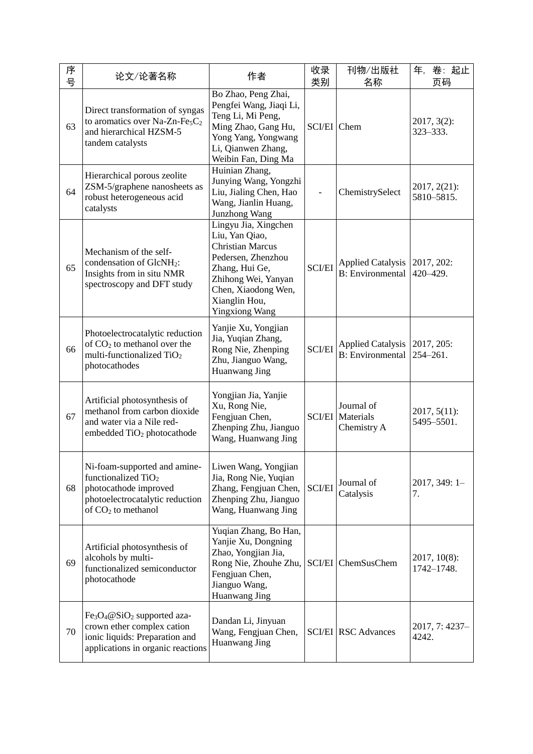| 序号 | 论文/论著名称 | 作者 | 收录类别 | 刊物/出版社名称 | 年，卷：起止页码 |
| --- | --- | --- | --- | --- | --- |
| 63 | Direct transformation of syngas to aromatics over Na-Zn-$Fe_5C_2$ and hierarchical HZSM-5 tandem catalysts | Bo Zhao, Peng Zhai, Pengfei Wang, Jiaqi Li, Teng Li, Mi Peng, Ming Zhao, Gang Hu, Yong Yang, Yongwang Li, Qianwen Zhang, Weibin Fan, Ding Ma | SCI/EI | Chem | 2017, 3(2): 323–333. |
| 64 | Hierarchical porous zeolite ZSM-5/graphene nanosheets as robust heterogeneous acid catalysts | Huinian Zhang, Junying Wang, Yongzhi Liu, Jialing Chen, Hao Wang, Jianlin Huang, Junzhong Wang | - | ChemistrySelect | 2017, 2(21): 5810–5815. |
| 65 | Mechanism of the self-condensation of $GlcNH_2$: Insights from in situ NMR spectroscopy and DFT study | Lingyu Jia, Xingchen Liu, Yan Qiao, Christian Marcus Pedersen, Zhenzhou Zhang, Hui Ge, Zhihong Wei, Yanyan Chen, Xiaodong Wen, Xianglin Hou, Yingxiong Wang | SCI/EI | Applied Catalysis B: Environmental | 2017, 202: 420–429. |
| 66 | Photoelectrocatalytic reduction of $CO_2$ to methanol over the multi-functionalized $TiO_2$ photocathodes | Yanjie Xu, Yongjian Jia, Yuqian Zhang, Rong Nie, Zhenping Zhu, Jianguo Wang, Huanwang Jing | SCI/EI | Applied Catalysis B: Environmental | 2017, 205: 254–261. |
| 67 | Artificial photosynthesis of methanol from carbon dioxide and water via a Nile red-embedded $TiO_2$ photocathode | Yongjian Jia, Yanjie Xu, Rong Nie, Fengjuan Chen, Zhenping Zhu, Jianguo Wang, Huanwang Jing | SCI/EI | Journal of Materials Chemistry A | 2017, 5(11): 5495–5501. |
| 68 | Ni-foam-supported and amine-functionalized $TiO_2$ photocathode improved photoelectrocatalytic reduction of $CO_2$ to methanol | Liwen Wang, Yongjian Jia, Rong Nie, Yuqian Zhang, Fengjuan Chen, Zhenping Zhu, Jianguo Wang, Huanwang Jing | SCI/EI | Journal of Catalysis | 2017, 349: 1–7. |
| 69 | Artificial photosynthesis of alcohols by multi-functionalized semiconductor photocathode | Yuqian Zhang, Bo Han, Yanjie Xu, Dongning Zhao, Yongjian Jia, Rong Nie, Zhouhe Zhu, Fengjuan Chen, Jianguo Wang, Huanwang Jing | SCI/EI | ChemSusChem | 2017, 10(8): 1742–1748. |
| 70 | $Fe_3O_4$@$SiO_2$ supported aza-crown ether complex cation ionic liquids: Preparation and applications in organic reactions | Dandan Li, Jinyuan Wang, Fengjuan Chen, Huanwang Jing | SCI/EI | RSC Advances | 2017, 7: 4237–4242. |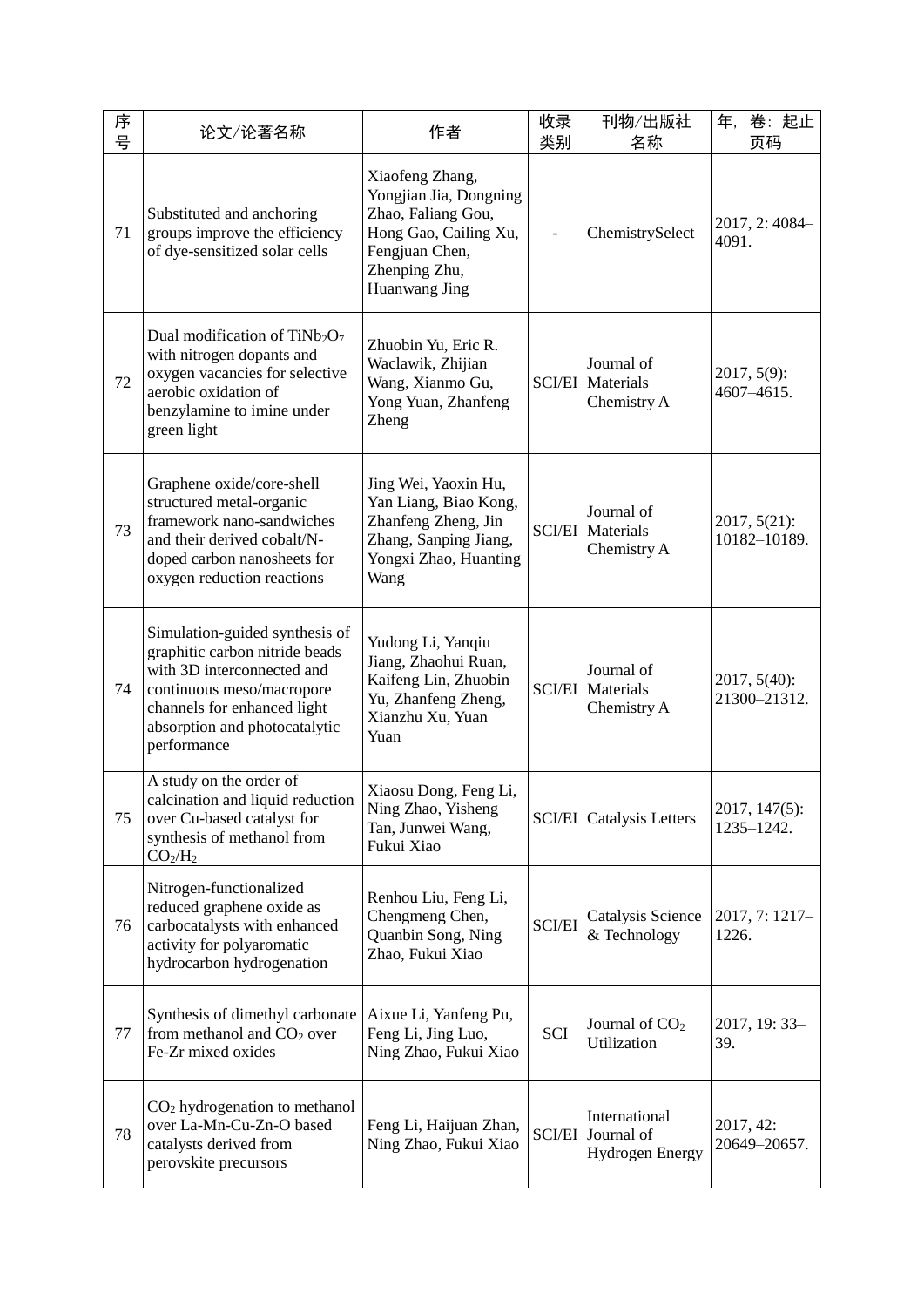| 序号 | 论文/论著名称 | 作者 | 收录类别 | 刊物/出版社名称 | 年，卷：起止页码 |
|---|---|---|---|---|---|
| 71 | Substituted and anchoring groups improve the efficiency of dye-sensitized solar cells | Xiaofeng Zhang, Yongjian Jia, Dongning Zhao, Faliang Gou, Hong Gao, Cailing Xu, Fengjuan Chen, Zhenping Zhu, Huanwang Jing | - | ChemistrySelect | 2017, 2: 4084–4091. |
| 72 | Dual modification of $TiNb_2O_7$ with nitrogen dopants and oxygen vacancies for selective aerobic oxidation of benzylamine to imine under green light | Zhuobin Yu, Eric R. Waclawik, Zhijian Wang, Xianmo Gu, Yong Yuan, Zhanfeng Zheng | SCI/EI | Journal of Materials Chemistry A | 2017, 5(9): 4607–4615. |
| 73 | Graphene oxide/core-shell structured metal-organic framework nano-sandwiches and their derived cobalt/N-doped carbon nanosheets for oxygen reduction reactions | Jing Wei, Yaoxin Hu, Yan Liang, Biao Kong, Zhanfeng Zheng, Jin Zhang, Sanping Jiang, Yongxi Zhao, Huanting Wang | SCI/EI | Journal of Materials Chemistry A | 2017, 5(21): 10182–10189. |
| 74 | Simulation-guided synthesis of graphitic carbon nitride beads with 3D interconnected and continuous meso/macropore channels for enhanced light absorption and photocatalytic performance | Yudong Li, Yanqiu Jiang, Zhaohui Ruan, Kaifeng Lin, Zhuobin Yu, Zhanfeng Zheng, Xianzhu Xu, Yuan Yuan | SCI/EI | Journal of Materials Chemistry A | 2017, 5(40): 21300–21312. |
| 75 | A study on the order of calcination and liquid reduction over Cu-based catalyst for synthesis of methanol from $CO_2/H_2$ | Xiaosu Dong, Feng Li, Ning Zhao, Yisheng Tan, Junwei Wang, Fukui Xiao | SCI/EI | Catalysis Letters | 2017, 147(5): 1235–1242. |
| 76 | Nitrogen-functionalized reduced graphene oxide as carbocatalysts with enhanced activity for polyaromatic hydrocarbon hydrogenation | Renhou Liu, Feng Li, Chengmeng Chen, Quanbin Song, Ning Zhao, Fukui Xiao | SCI/EI | Catalysis Science & Technology | 2017, 7: 1217–1226. |
| 77 | Synthesis of dimethyl carbonate from methanol and $CO_2$ over Fe-Zr mixed oxides | Aixue Li, Yanfeng Pu, Feng Li, Jing Luo, Ning Zhao, Fukui Xiao | SCI | Journal of $CO_2$ Utilization | 2017, 19: 33–39. |
| 78 | $CO_2$ hydrogenation to methanol over La-Mn-Cu-Zn-O based catalysts derived from perovskite precursors | Feng Li, Haijuan Zhan, Ning Zhao, Fukui Xiao | SCI/EI | International Journal of Hydrogen Energy | 2017, 42: 20649–20657. |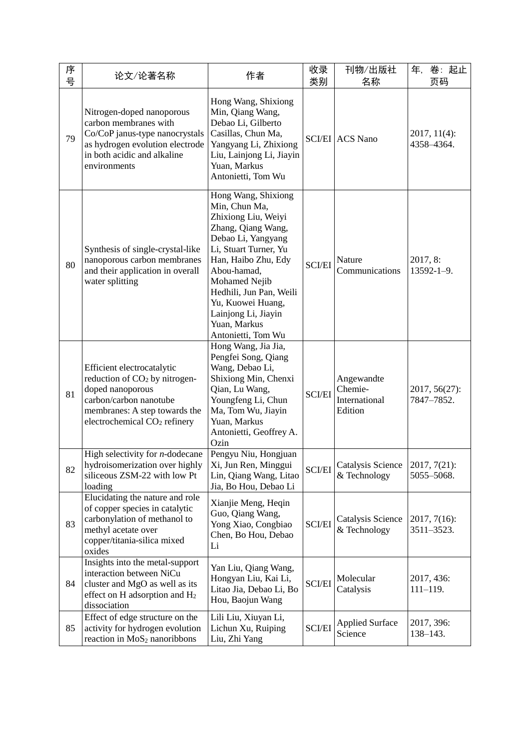| 序号 | 论文/论著名称 | 作者 | 收录类别 | 刊物/出版社名称 | 年，卷：起止页码 |
|---|---|---|---|---|---|
| 79 | Nitrogen-doped nanoporous carbon membranes with Co/CoP janus-type nanocrystals as hydrogen evolution electrode in both acidic and alkaline environments | Hong Wang, Shixiong Min, Qiang Wang, Debao Li, Gilberto Casillas, Chun Ma, Yangyang Li, Zhixiong Liu, Lainjong Li, Jiayin Yuan, Markus Antonietti, Tom Wu | SCI/EI | ACS Nano | 2017, 11(4): 4358–4364. |
| 80 | Synthesis of single-crystal-like nanoporous carbon membranes and their application in overall water splitting | Hong Wang, Shixiong Min, Chun Ma, Zhixiong Liu, Weiyi Zhang, Qiang Wang, Debao Li, Yangyang Li, Stuart Turner, Yu Han, Haibo Zhu, Edy Abou-hamad, Mohamed Nejib Hedhili, Jun Pan, Weili Yu, Kuowei Huang, Lainjong Li, Jiayin Yuan, Markus Antonietti, Tom Wu | SCI/EI | Nature Communications | 2017, 8: 13592-1–9. |
| 81 | Efficient electrocatalytic reduction of $CO_2$ by nitrogen-doped nanoporous carbon/carbon nanotube membranes: A step towards the electrochemical $CO_2$ refinery | Hong Wang, Jia Jia, Pengfei Song, Qiang Wang, Debao Li, Shixiong Min, Chenxi Qian, Lu Wang, Youngfeng Li, Chun Ma, Tom Wu, Jiayin Yuan, Markus Antonietti, Geoffrey A. Ozin | SCI/EI | Angewandte Chemie-International Edition | 2017, 56(27): 7847–7852. |
| 82 | High selectivity for *n*-dodecane hydroisomerization over highly siliceous ZSM-22 with low Pt loading | Pengyu Niu, Hongjuan Xi, Jun Ren, Minggui Lin, Qiang Wang, Litao Jia, Bo Hou, Debao Li | SCI/EI | Catalysis Science & Technology | 2017, 7(21): 5055–5068. |
| 83 | Elucidating the nature and role of copper species in catalytic carbonylation of methanol to methyl acetate over copper/titania-silica mixed oxides | Xianjie Meng, Heqin Guo, Qiang Wang, Yong Xiao, Congbiao Chen, Bo Hou, Debao Li | SCI/EI | Catalysis Science & Technology | 2017, 7(16): 3511–3523. |
| 84 | Insights into the metal-support interaction between NiCu cluster and MgO as well as its effect on H adsorption and $H_2$ dissociation | Yan Liu, Qiang Wang, Hongyan Liu, Kai Li, Litao Jia, Debao Li, Bo Hou, Baojun Wang | SCI/EI | Molecular Catalysis | 2017, 436: 111–119. |
| 85 | Effect of edge structure on the activity for hydrogen evolution reaction in $MoS_2$ nanoribbons | Lili Liu, Xiuyan Li, Lichun Xu, Ruiping Liu, Zhi Yang | SCI/EI | Applied Surface Science | 2017, 396: 138–143. |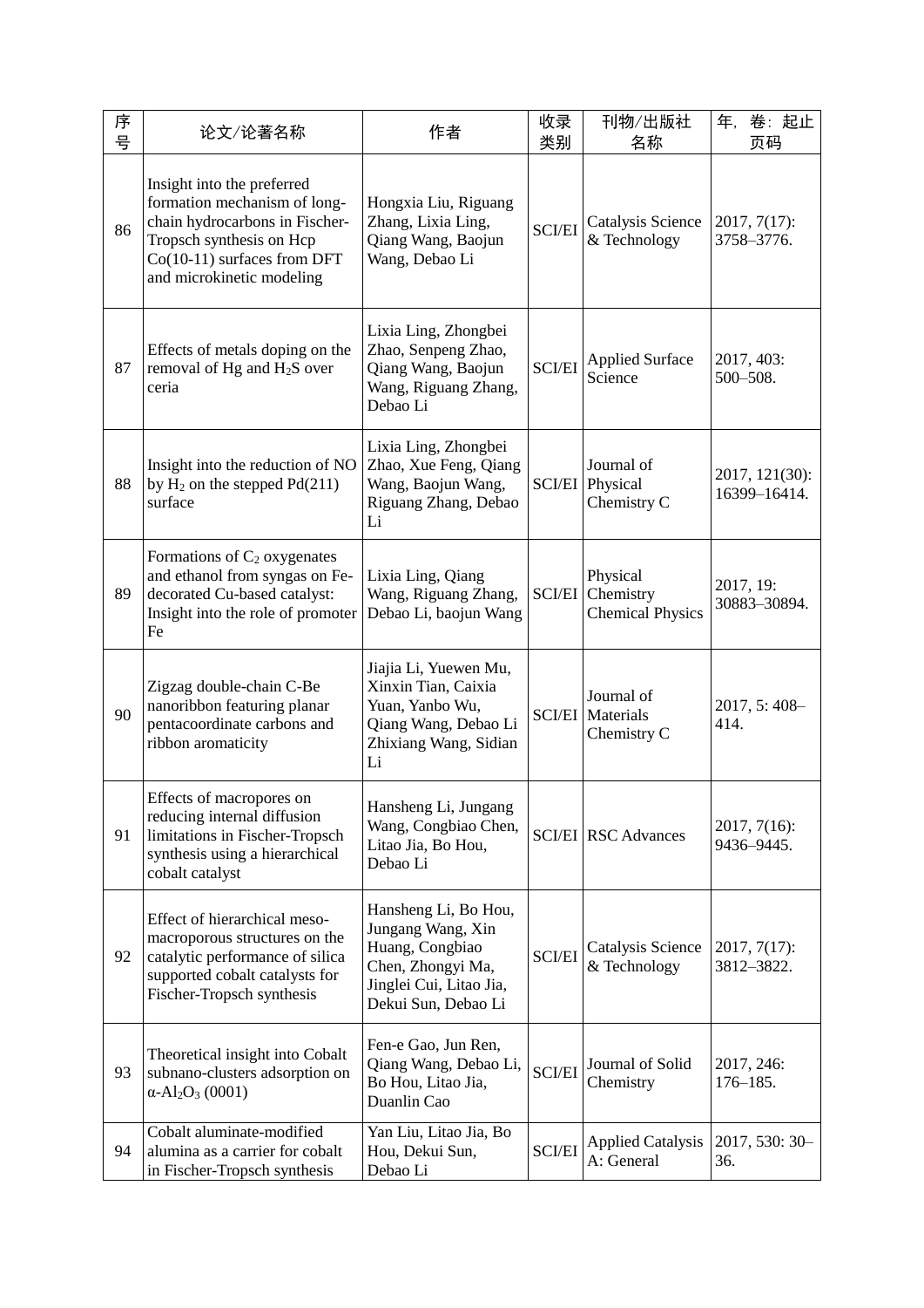| 序号 | 论文/论著名称 | 作者 | 收录类别 | 刊物/出版社名称 | 年，卷：起止页码 |
| --- | --- | --- | --- | --- | --- |
| 86 | Insight into the preferred formation mechanism of long-chain hydrocarbons in Fischer-Tropsch synthesis on Hcp Co(10-11) surfaces from DFT and microkinetic modeling | Hongxia Liu, Riguang Zhang, Lixia Ling, Qiang Wang, Baojun Wang, Debao Li | SCI/EI | Catalysis Science & Technology | 2017, 7(17): 3758–3776. |
| 87 | Effects of metals doping on the removal of Hg and $H_2S$ over ceria | Lixia Ling, Zhongbei Zhao, Senpeng Zhao, Qiang Wang, Baojun Wang, Riguang Zhang, Debao Li | SCI/EI | Applied Surface Science | 2017, 403: 500–508. |
| 88 | Insight into the reduction of NO by $H_2$ on the stepped Pd(211) surface | Lixia Ling, Zhongbei Zhao, Xue Feng, Qiang Wang, Baojun Wang, Riguang Zhang, Debao Li | SCI/EI | Journal of Physical Chemistry C | 2017, 121(30): 16399–16414. |
| 89 | Formations of $C_2$ oxygenates and ethanol from syngas on Fe-decorated Cu-based catalyst: Insight into the role of promoter Fe | Lixia Ling, Qiang Wang, Riguang Zhang, Debao Li, baojun Wang | SCI/EI | Physical Chemistry Chemical Physics | 2017, 19: 30883–30894. |
| 90 | Zigzag double-chain C-Be nanoribbon featuring planar pentacoordinate carbons and ribbon aromaticity | Jiajia Li, Yuewen Mu, Xinxin Tian, Caixia Yuan, Yanbo Wu, Qiang Wang, Debao Li Zhixiang Wang, Sidian Li | SCI/EI | Journal of Materials Chemistry C | 2017, 5: 408–414. |
| 91 | Effects of macropores on reducing internal diffusion limitations in Fischer-Tropsch synthesis using a hierarchical cobalt catalyst | Hansheng Li, Jungang Wang, Congbiao Chen, Litao Jia, Bo Hou, Debao Li | SCI/EI | RSC Advances | 2017, 7(16): 9436–9445. |
| 92 | Effect of hierarchical meso-macroporous structures on the catalytic performance of silica supported cobalt catalysts for Fischer-Tropsch synthesis | Hansheng Li, Bo Hou, Jungang Wang, Xin Huang, Congbiao Chen, Zhongyi Ma, Jinglei Cui, Litao Jia, Dekui Sun, Debao Li | SCI/EI | Catalysis Science & Technology | 2017, 7(17): 3812–3822. |
| 93 | Theoretical insight into Cobalt subnano-clusters adsorption on $\alpha$-$Al_2O_3$ (0001) | Fen-e Gao, Jun Ren, Qiang Wang, Debao Li, Bo Hou, Litao Jia, Duanlin Cao | SCI/EI | Journal of Solid Chemistry | 2017, 246: 176–185. |
| 94 | Cobalt aluminate-modified alumina as a carrier for cobalt in Fischer-Tropsch synthesis | Yan Liu, Litao Jia, Bo Hou, Dekui Sun, Debao Li | SCI/EI | Applied Catalysis A: General | 2017, 530: 30–36. |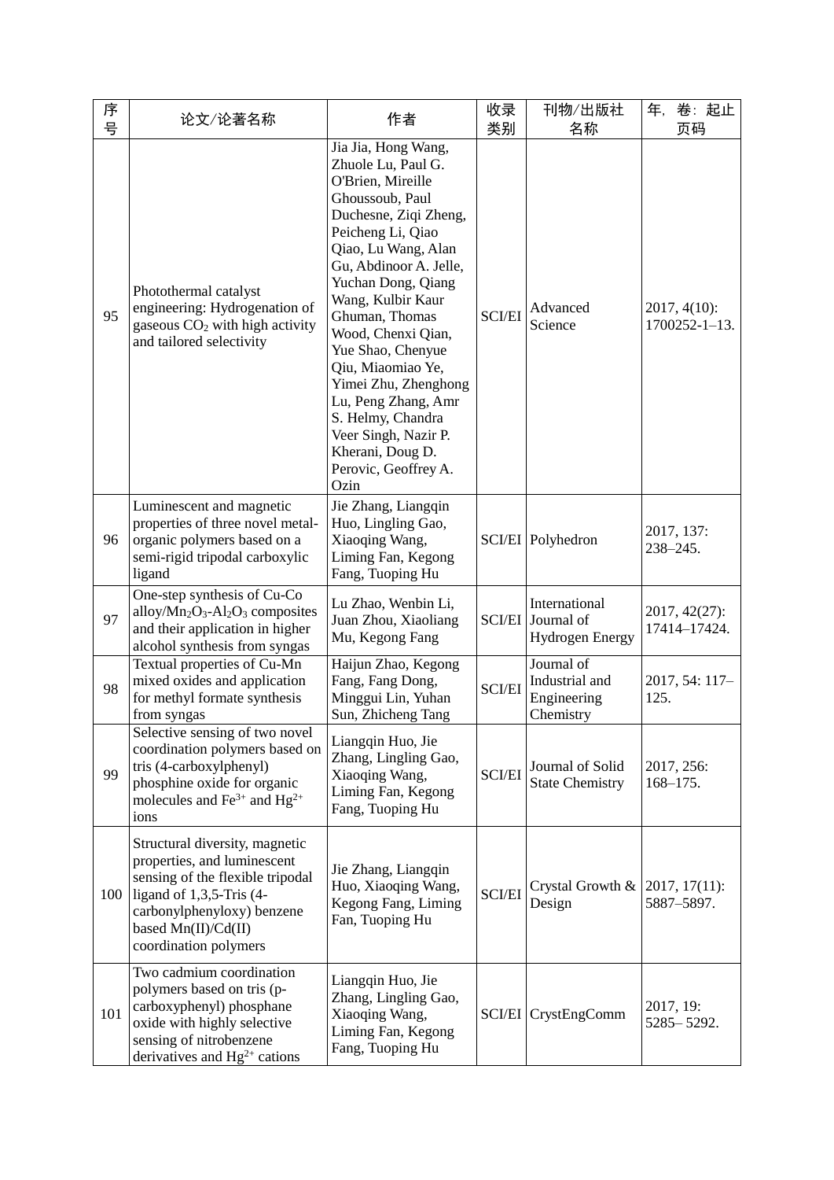| 序号 | 论文/论著名称 | 作者 | 收录类别 | 刊物/出版社名称 | 年，卷：起止页码 |
|---|---|---|---|---|---|
| 95 | Photothermal catalyst engineering: Hydrogenation of gaseous $CO_2$ with high activity and tailored selectivity | Jia Jia, Hong Wang, Zhuole Lu, Paul G. O'Brien, Mireille Ghoussoub, Paul Duchesne, Ziqi Zheng, Peicheng Li, Qiao Qiao, Lu Wang, Alan Gu, Abdinoor A. Jelle, Yuchan Dong, Qiang Wang, Kulbir Kaur Ghuman, Thomas Wood, Chenxi Qian, Yue Shao, Chenyue Qiu, Miaomiao Ye, Yimei Zhu, Zhenghong Lu, Peng Zhang, Amr S. Helmy, Chandra Veer Singh, Nazir P. Kherani, Doug D. Perovic, Geoffrey A. Ozin | SCI/EI | Advanced Science | 2017, 4(10): 1700252-1–13. |
| 96 | Luminescent and magnetic properties of three novel metal-organic polymers based on a semi-rigid tripodal carboxylic ligand | Jie Zhang, Liangqin Huo, Lingling Gao, Xiaoqing Wang, Liming Fan, Kegong Fang, Tuoping Hu | SCI/EI | Polyhedron | 2017, 137: 238–245. |
| 97 | One-step synthesis of Cu-Co alloy/$Mn_2O_3$-$Al_2O_3$ composites and their application in higher alcohol synthesis from syngas | Lu Zhao, Wenbin Li, Juan Zhou, Xiaoliang Mu, Kegong Fang | SCI/EI | International Journal of Hydrogen Energy | 2017, 42(27): 17414–17424. |
| 98 | Textual properties of Cu-Mn mixed oxides and application for methyl formate synthesis from syngas | Haijun Zhao, Kegong Fang, Fang Dong, Minggui Lin, Yuhan Sun, Zhicheng Tang | SCI/EI | Journal of Industrial and Engineering Chemistry | 2017, 54: 117–125. |
| 99 | Selective sensing of two novel coordination polymers based on tris (4-carboxylphenyl) phosphine oxide for organic molecules and $Fe^{3+}$ and $Hg^{2+}$ ions | Liangqin Huo, Jie Zhang, Lingling Gao, Xiaoqing Wang, Liming Fan, Kegong Fang, Tuoping Hu | SCI/EI | Journal of Solid State Chemistry | 2017, 256: 168–175. |
| 100 | Structural diversity, magnetic properties, and luminescent sensing of the flexible tripodal ligand of 1,3,5-Tris (4-carbonylphenyloxy) benzene based Mn(II)/Cd(II) coordination polymers | Jie Zhang, Liangqin Huo, Xiaoqing Wang, Kegong Fang, Liming Fan, Tuoping Hu | SCI/EI | Crystal Growth & Design | 2017, 17(11): 5887–5897. |
| 101 | Two cadmium coordination polymers based on tris (p-carboxyphenyl) phosphane oxide with highly selective sensing of nitrobenzene derivatives and $Hg^{2+}$ cations | Liangqin Huo, Jie Zhang, Lingling Gao, Xiaoqing Wang, Liming Fan, Kegong Fang, Tuoping Hu | SCI/EI | CrystEngComm | 2017, 19: 5285– 5292. |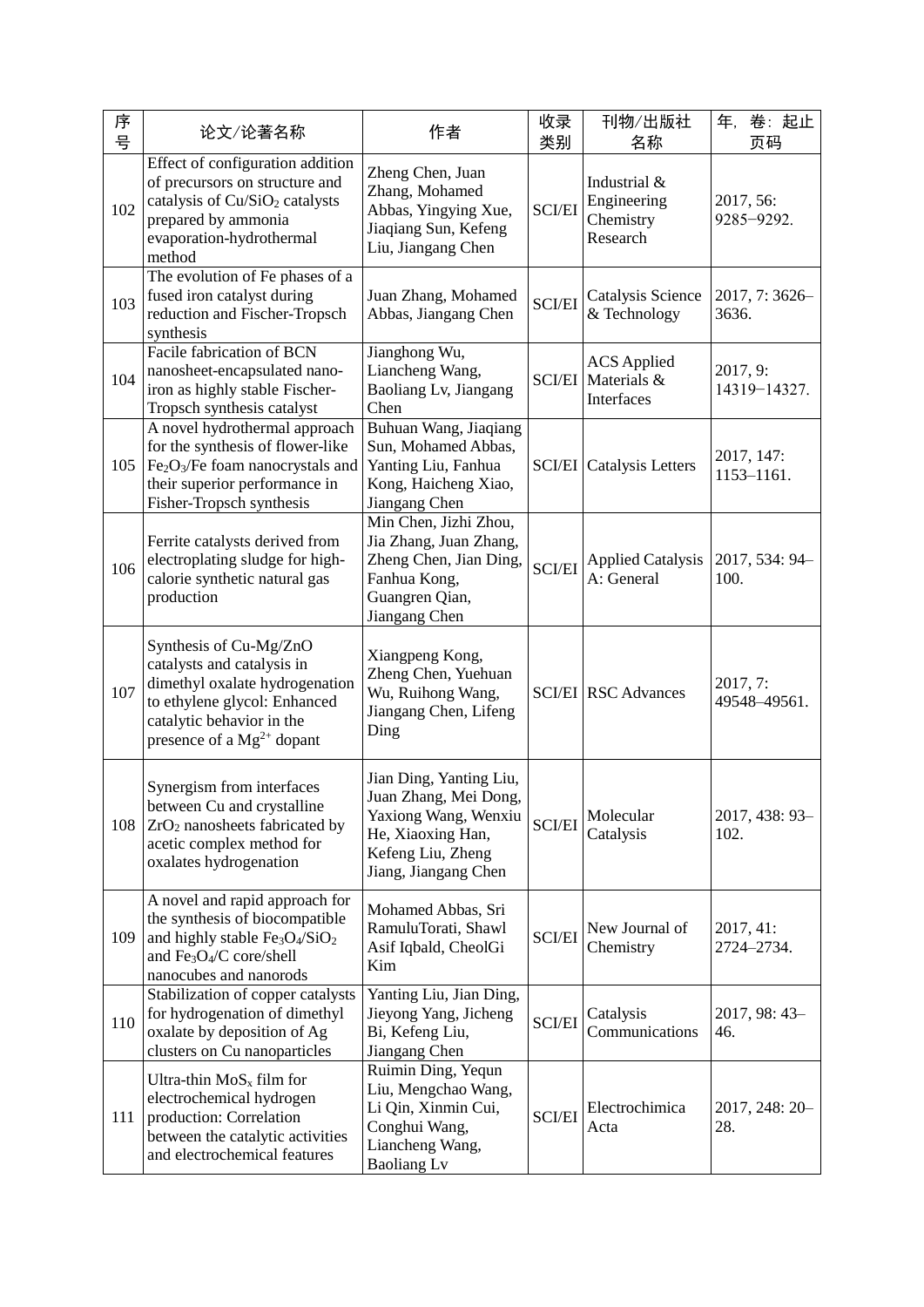| 序号 | 论文/论著名称 | 作者 | 收录类别 | 刊物/出版社名称 | 年，卷：起止页码 |
|---|---|---|---|---|---|
| 102 | Effect of configuration addition of precursors on structure and catalysis of $Cu/SiO_2$ catalysts prepared by ammonia evaporation-hydrothermal method | Zheng Chen, Juan Zhang, Mohamed Abbas, Yingying Xue, Jiaqiang Sun, Kefeng Liu, Jiangang Chen | SCI/EI | Industrial & Engineering Chemistry Research | 2017, 56: 9285−9292. |
| 103 | The evolution of Fe phases of a fused iron catalyst during reduction and Fischer-Tropsch synthesis | Juan Zhang, Mohamed Abbas, Jiangang Chen | SCI/EI | Catalysis Science & Technology | 2017, 7: 3626–3636. |
| 104 | Facile fabrication of BCN nanosheet-encapsulated nano-iron as highly stable Fischer-Tropsch synthesis catalyst | Jianghong Wu, Liancheng Wang, Baoliang Lv, Jiangang Chen | SCI/EI | ACS Applied Materials & Interfaces | 2017, 9: 14319−14327. |
| 105 | A novel hydrothermal approach for the synthesis of flower-like $Fe_2O_3$/Fe foam nanocrystals and their superior performance in Fisher-Tropsch synthesis | Buhuan Wang, Jiaqiang Sun, Mohamed Abbas, Yanting Liu, Fanhua Kong, Haicheng Xiao, Jiangang Chen | SCI/EI | Catalysis Letters | 2017, 147: 1153–1161. |
| 106 | Ferrite catalysts derived from electroplating sludge for high-calorie synthetic natural gas production | Min Chen, Jizhi Zhou, Jia Zhang, Juan Zhang, Zheng Chen, Jian Ding, Fanhua Kong, Guangren Qian, Jiangang Chen | SCI/EI | Applied Catalysis A: General | 2017, 534: 94–100. |
| 107 | Synthesis of Cu-Mg/ZnO catalysts and catalysis in dimethyl oxalate hydrogenation to ethylene glycol: Enhanced catalytic behavior in the presence of a $Mg^{2+}$ dopant | Xiangpeng Kong, Zheng Chen, Yuehuan Wu, Ruihong Wang, Jiangang Chen, Lifeng Ding | SCI/EI | RSC Advances | 2017, 7: 49548–49561. |
| 108 | Synergism from interfaces between Cu and crystalline $ZrO_2$ nanosheets fabricated by acetic complex method for oxalates hydrogenation | Jian Ding, Yanting Liu, Juan Zhang, Mei Dong, Yaxiong Wang, Wenxiu He, Xiaoxing Han, Kefeng Liu, Zheng Jiang, Jiangang Chen | SCI/EI | Molecular Catalysis | 2017, 438: 93–102. |
| 109 | A novel and rapid approach for the synthesis of biocompatible and highly stable $Fe_3O_4/SiO_2$ and $Fe_3O_4$/C core/shell nanocubes and nanorods | Mohamed Abbas, Sri RamuluTorati, Shawl Asif Iqbald, CheolGi Kim | SCI/EI | New Journal of Chemistry | 2017, 41: 2724–2734. |
| 110 | Stabilization of copper catalysts for hydrogenation of dimethyl oxalate by deposition of Ag clusters on Cu nanoparticles | Yanting Liu, Jian Ding, Jieyong Yang, Jicheng Bi, Kefeng Liu, Jiangang Chen | SCI/EI | Catalysis Communications | 2017, 98: 43–46. |
| 111 | Ultra-thin $MoS_x$ film for electrochemical hydrogen production: Correlation between the catalytic activities and electrochemical features | Ruimin Ding, Yequn Liu, Mengchao Wang, Li Qin, Xinmin Cui, Conghui Wang, Liancheng Wang, Baoliang Lv | SCI/EI | Electrochimica Acta | 2017, 248: 20–28. |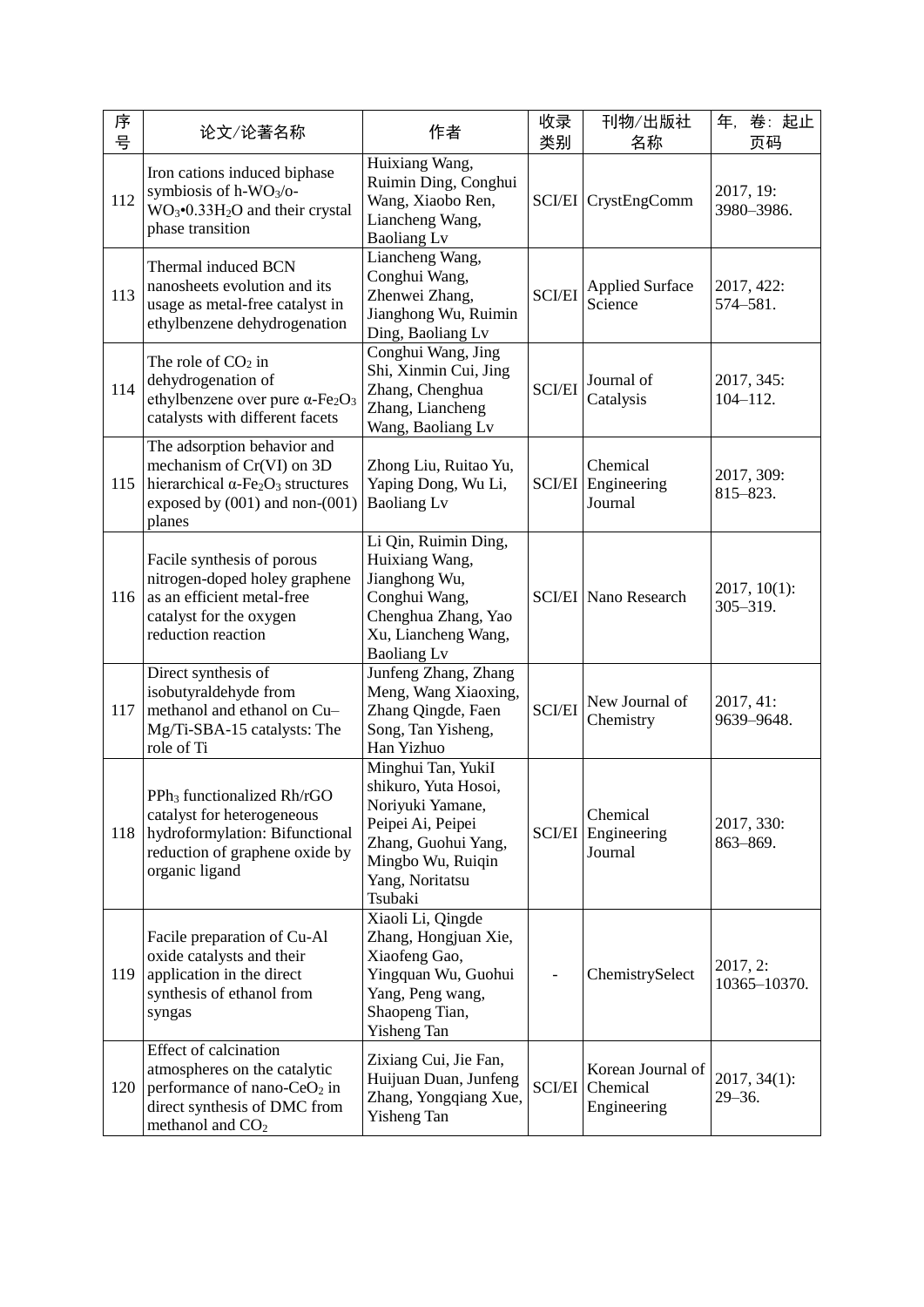| 序号 | 论文/论著名称 | 作者 | 收录类别 | 刊物/出版社名称 | 年，卷：起止页码 |
| --- | --- | --- | --- | --- | --- |
| 112 | Iron cations induced biphase symbiosis of h-$WO_3$/o-$WO_3$•0.33$H_2O$ and their crystal phase transition | Huixiang Wang, Ruimin Ding, Conghui Wang, Xiaobo Ren, Liancheng Wang, Baoliang Lv | SCI/EI | CrystEngComm | 2017, 19: 3980–3986. |
| 113 | Thermal induced BCN nanosheets evolution and its usage as metal-free catalyst in ethylbenzene dehydrogenation | Liancheng Wang, Conghui Wang, Zhenwei Zhang, Jianghong Wu, Ruimin Ding, Baoliang Lv | SCI/EI | Applied Surface Science | 2017, 422: 574–581. |
| 114 | The role of $CO_2$ in dehydrogenation of ethylbenzene over pure α-$Fe_2O_3$ catalysts with different facets | Conghui Wang, Jing Shi, Xinmin Cui, Jing Zhang, Chenghua Zhang, Liancheng Wang, Baoliang Lv | SCI/EI | Journal of Catalysis | 2017, 345: 104–112. |
| 115 | The adsorption behavior and mechanism of Cr(VI) on 3D hierarchical α-$Fe_2O_3$ structures exposed by (001) and non-(001) planes | Zhong Liu, Ruitao Yu, Yaping Dong, Wu Li, Baoliang Lv | SCI/EI | Chemical Engineering Journal | 2017, 309: 815–823. |
| 116 | Facile synthesis of porous nitrogen-doped holey graphene as an efficient metal-free catalyst for the oxygen reduction reaction | Li Qin, Ruimin Ding, Huixiang Wang, Jianghong Wu, Conghui Wang, Chenghua Zhang, Yao Xu, Liancheng Wang, Baoliang Lv | SCI/EI | Nano Research | 2017, 10(1): 305–319. |
| 117 | Direct synthesis of isobutyraldehyde from methanol and ethanol on Cu–Mg/Ti-SBA-15 catalysts: The role of Ti | Junfeng Zhang, Zhang Meng, Wang Xiaoxing, Zhang Qingde, Faen Song, Tan Yisheng, Han Yizhuo | SCI/EI | New Journal of Chemistry | 2017, 41: 9639–9648. |
| 118 | $PPh_3$ functionalized Rh/rGO catalyst for heterogeneous hydroformylation: Bifunctional reduction of graphene oxide by organic ligand | Minghui Tan, YukiI shikuro, Yuta Hosoi, Noriyuki Yamane, Peipei Ai, Peipei Zhang, Guohui Yang, Mingbo Wu, Ruiqin Yang, Noritatsu Tsubaki | SCI/EI | Chemical Engineering Journal | 2017, 330: 863–869. |
| 119 | Facile preparation of Cu-Al oxide catalysts and their application in the direct synthesis of ethanol from syngas | Xiaoli Li, Qingde Zhang, Hongjuan Xie, Xiaofeng Gao, Yingquan Wu, Guohui Yang, Peng wang, Shaopeng Tian, Yisheng Tan | - | ChemistrySelect | 2017, 2: 10365–10370. |
| 120 | Effect of calcination atmospheres on the catalytic performance of nano-$CeO_2$ in direct synthesis of DMC from methanol and $CO_2$ | Zixiang Cui, Jie Fan, Huijuan Duan, Junfeng Zhang, Yongqiang Xue, Yisheng Tan | SCI/EI | Korean Journal of Chemical Engineering | 2017, 34(1): 29–36. |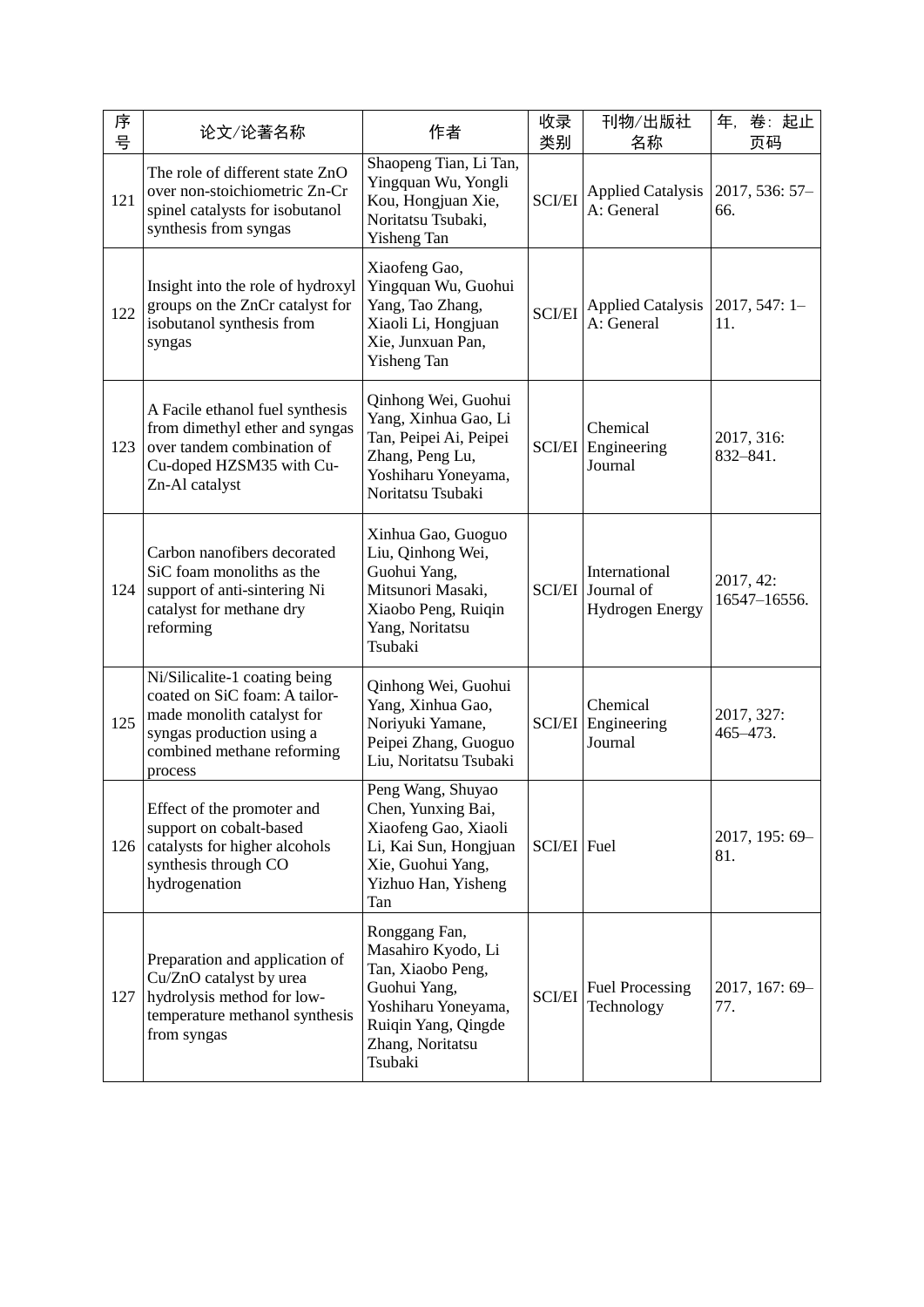| 序号 | 论文/论著名称 | 作者 | 收录类别 | 刊物/出版社名称 | 年, 卷: 起止页码 |
| --- | --- | --- | --- | --- | --- |
| 121 | The role of different state ZnO over non-stoichiometric Zn-Cr spinel catalysts for isobutanol synthesis from syngas | Shaopeng Tian, Li Tan, Yingquan Wu, Yongli Kou, Hongjuan Xie, Noritatsu Tsubaki, Yisheng Tan | SCI/EI | Applied Catalysis A: General | 2017, 536: 57–66. |
| 122 | Insight into the role of hydroxyl groups on the ZnCr catalyst for isobutanol synthesis from syngas | Xiaofeng Gao, Yingquan Wu, Guohui Yang, Tao Zhang, Xiaoli Li, Hongjuan Xie, Junxuan Pan, Yisheng Tan | SCI/EI | Applied Catalysis A: General | 2017, 547: 1–11. |
| 123 | A Facile ethanol fuel synthesis from dimethyl ether and syngas over tandem combination of Cu-doped HZSM35 with Cu-Zn-Al catalyst | Qinhong Wei, Guohui Yang, Xinhua Gao, Li Tan, Peipei Ai, Peipei Zhang, Peng Lu, Yoshiharu Yoneyama, Noritatsu Tsubaki | SCI/EI | Chemical Engineering Journal | 2017, 316: 832–841. |
| 124 | Carbon nanofibers decorated SiC foam monoliths as the support of anti-sintering Ni catalyst for methane dry reforming | Xinhua Gao, Guoguo Liu, Qinhong Wei, Guohui Yang, Mitsunori Masaki, Xiaobo Peng, Ruiqin Yang, Noritatsu Tsubaki | SCI/EI | International Journal of Hydrogen Energy | 2017, 42: 16547–16556. |
| 125 | Ni/Silicalite-1 coating being coated on SiC foam: A tailor-made monolith catalyst for syngas production using a combined methane reforming process | Qinhong Wei, Guohui Yang, Xinhua Gao, Noriyuki Yamane, Peipei Zhang, Guoguo Liu, Noritatsu Tsubaki | SCI/EI | Chemical Engineering Journal | 2017, 327: 465–473. |
| 126 | Effect of the promoter and support on cobalt-based catalysts for higher alcohols synthesis through CO hydrogenation | Peng Wang, Shuyao Chen, Yunxing Bai, Xiaofeng Gao, Xiaoli Li, Kai Sun, Hongjuan Xie, Guohui Yang, Yizhuo Han, Yisheng Tan | SCI/EI | Fuel | 2017, 195: 69–81. |
| 127 | Preparation and application of Cu/ZnO catalyst by urea hydrolysis method for low-temperature methanol synthesis from syngas | Ronggang Fan, Masahiro Kyodo, Li Tan, Xiaobo Peng, Guohui Yang, Yoshiharu Yoneyama, Ruiqin Yang, Qingde Zhang, Noritatsu Tsubaki | SCI | Fuel Processing Technology | 2017, 167: 69–77. |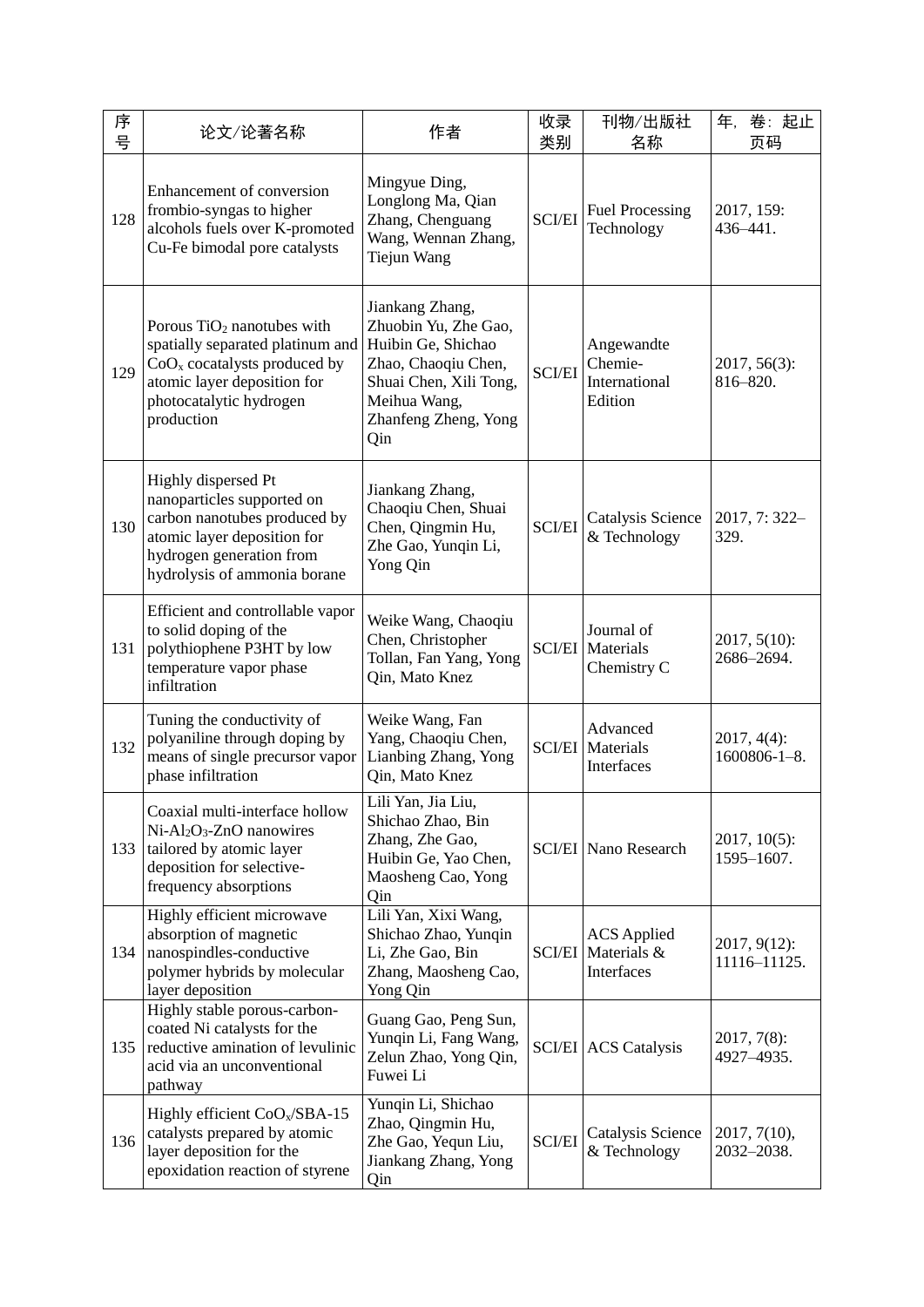| 序号 | 论文/论著名称 | 作者 | 收录类别 | 刊物/出版社名称 | 年，卷：起止页码 |
|---|---|---|---|---|---|
| 128 | Enhancement of conversion frombio-syngas to higher alcohols fuels over K-promoted Cu-Fe bimodal pore catalysts | Mingyue Ding, Longlong Ma, Qian Zhang, Chenguang Wang, Wennan Zhang, Tiejun Wang | SCI/EI | Fuel Processing Technology | 2017, 159: 436–441. |
| 129 | Porous $TiO_2$ nanotubes with spatially separated platinum and $CoO_x$ cocatalysts produced by atomic layer deposition for photocatalytic hydrogen production | Jiankang Zhang, Zhuobin Yu, Zhe Gao, Huibin Ge, Shichao Zhao, Chaoqiu Chen, Shuai Chen, Xili Tong, Meihua Wang, Zhanfeng Zheng, Yong Qin | SCI/EI | Angewandte Chemie-International Edition | 2017, 56(3): 816–820. |
| 130 | Highly dispersed Pt nanoparticles supported on carbon nanotubes produced by atomic layer deposition for hydrogen generation from hydrolysis of ammonia borane | Jiankang Zhang, Chaoqiu Chen, Shuai Chen, Qingmin Hu, Zhe Gao, Yunqin Li, Yong Qin | SCI/EI | Catalysis Science & Technology | 2017, 7: 322–329. |
| 131 | Efficient and controllable vapor to solid doping of the polythiophene P3HT by low temperature vapor phase infiltration | Weike Wang, Chaoqiu Chen, Christopher Tollan, Fan Yang, Yong Qin, Mato Knez | SCI/EI | Journal of Materials Chemistry C | 2017, 5(10): 2686–2694. |
| 132 | Tuning the conductivity of polyaniline through doping by means of single precursor vapor phase infiltration | Weike Wang, Fan Yang, Chaoqiu Chen, Lianbing Zhang, Yong Qin, Mato Knez | SCI/EI | Advanced Materials Interfaces | 2017, 4(4): 1600806-1–8. |
| 133 | Coaxial multi-interface hollow Ni-$Al_2O_3$-ZnO nanowires tailored by atomic layer deposition for selective-frequency absorptions | Lili Yan, Jia Liu, Shichao Zhao, Bin Zhang, Zhe Gao, Huibin Ge, Yao Chen, Maosheng Cao, Yong Qin | SCI/EI | Nano Research | 2017, 10(5): 1595–1607. |
| 134 | Highly efficient microwave absorption of magnetic nanospindles-conductive polymer hybrids by molecular layer deposition | Lili Yan, Xixi Wang, Shichao Zhao, Yunqin Li, Zhe Gao, Bin Zhang, Maosheng Cao, Yong Qin | SCI/EI | ACS Applied Materials & Interfaces | 2017, 9(12): 11116–11125. |
| 135 | Highly stable porous-carbon-coated Ni catalysts for the reductive amination of levulinic acid via an unconventional pathway | Guang Gao, Peng Sun, Yunqin Li, Fang Wang, Zelun Zhao, Yong Qin, Fuwei Li | SCI/EI | ACS Catalysis | 2017, 7(8): 4927–4935. |
| 136 | Highly efficient $CoO_x$/SBA-15 catalysts prepared by atomic layer deposition for the epoxidation reaction of styrene | Yunqin Li, Shichao Zhao, Qingmin Hu, Zhe Gao, Yequn Liu, Jiankang Zhang, Yong Qin | SCI/EI | Catalysis Science & Technology | 2017, 7(10), 2032–2038. |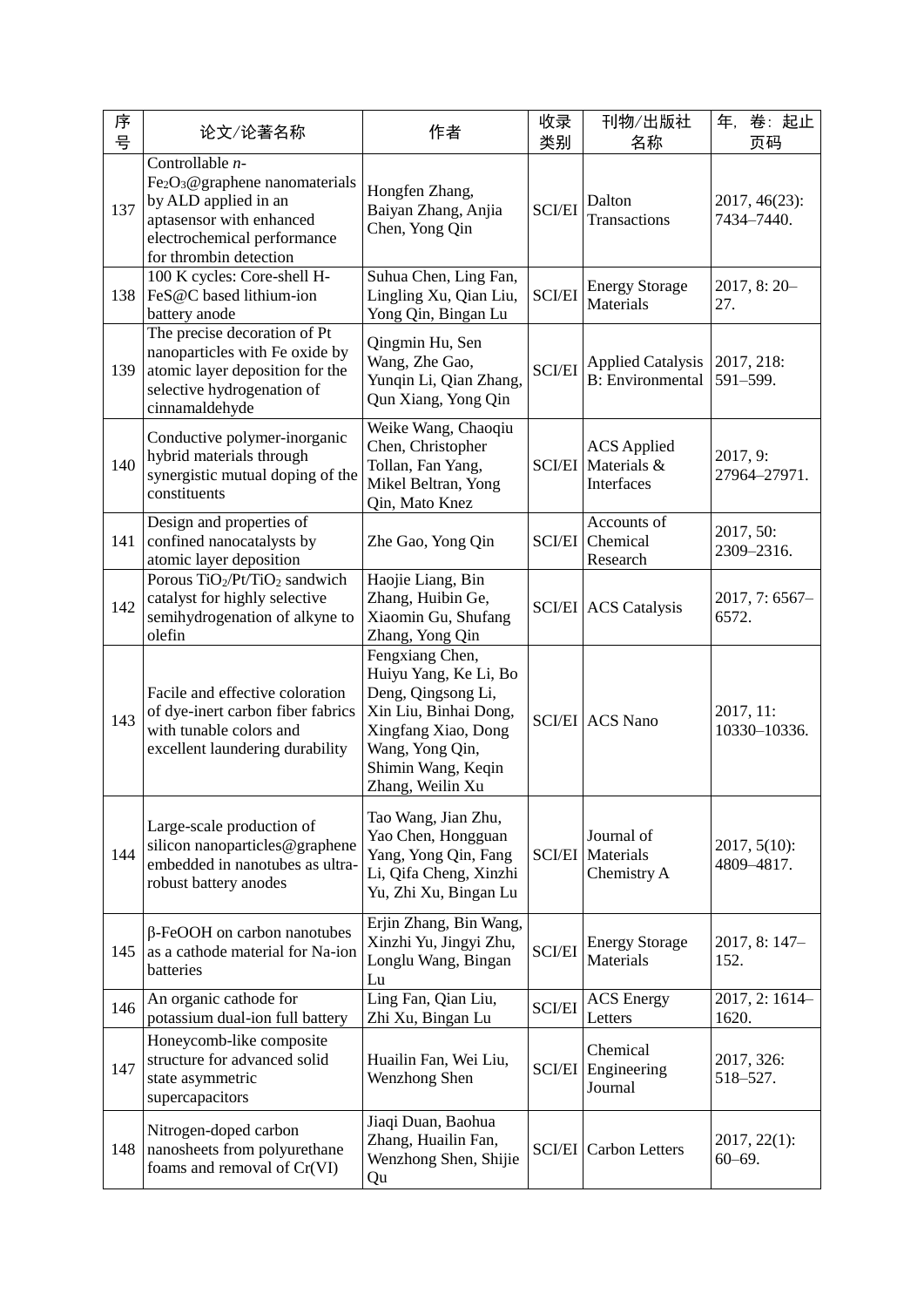| 序号 | 论文/论著名称 | 作者 | 收录类别 | 刊物/出版社名称 | 年, 卷: 起止页码 |
|---|---|---|---|---|---|
| 137 | Controllable *n*-$Fe_2O_3$@graphene nanomaterials by ALD applied in an aptasensor with enhanced electrochemical performance for thrombin detection | Hongfen Zhang, Baiyan Zhang, Anjia Chen, Yong Qin | SCI/EI | Dalton Transactions | 2017, 46(23): 7434–7440. |
| 138 | 100 K cycles: Core-shell H-FeS@C based lithium-ion battery anode | Suhua Chen, Ling Fan, Lingling Xu, Qian Liu, Yong Qin, Bingan Lu | SCI/EI | Energy Storage Materials | 2017, 8: 20–27. |
| 139 | The precise decoration of Pt nanoparticles with Fe oxide by atomic layer deposition for the selective hydrogenation of cinnamaldehyde | Qingmin Hu, Sen Wang, Zhe Gao, Yunqin Li, Qian Zhang, Qun Xiang, Yong Qin | SCI/EI | Applied Catalysis B: Environmental | 2017, 218: 591–599. |
| 140 | Conductive polymer-inorganic hybrid materials through synergistic mutual doping of the constituents | Weike Wang, Chaoqiu Chen, Christopher Tollan, Fan Yang, Mikel Beltran, Yong Qin, Mato Knez | SCI/EI | ACS Applied Materials & Interfaces | 2017, 9: 27964–27971. |
| 141 | Design and properties of confined nanocatalysts by atomic layer deposition | Zhe Gao, Yong Qin | SCI/EI | Accounts of Chemical Research | 2017, 50: 2309–2316. |
| 142 | Porous $TiO_2$/Pt/$TiO_2$ sandwich catalyst for highly selective semihydrogenation of alkyne to olefin | Haojie Liang, Bin Zhang, Huibin Ge, Xiaomin Gu, Shufang Zhang, Yong Qin | SCI/EI | ACS Catalysis | 2017, 7: 6567–6572. |
| 143 | Facile and effective coloration of dye-inert carbon fiber fabrics with tunable colors and excellent laundering durability | Fengxiang Chen, Huiyu Yang, Ke Li, Bo Deng, Qingsong Li, Xin Liu, Binhai Dong, Xingfang Xiao, Dong Wang, Yong Qin, Shimin Wang, Keqin Zhang, Weilin Xu | SCI/EI | ACS Nano | 2017, 11: 10330–10336. |
| 144 | Large-scale production of silicon nanoparticles@graphene embedded in nanotubes as ultra-robust battery anodes | Tao Wang, Jian Zhu, Yao Chen, Hongguan Yang, Yong Qin, Fang Li, Qifa Cheng, Xinzhi Yu, Zhi Xu, Bingan Lu | SCI/EI | Journal of Materials Chemistry A | 2017, 5(10): 4809–4817. |
| 145 | β-FeOOH on carbon nanotubes as a cathode material for Na-ion batteries | Erjin Zhang, Bin Wang, Xinzhi Yu, Jingyi Zhu, Longlu Wang, Bingan Lu | SCI/EI | Energy Storage Materials | 2017, 8: 147–152. |
| 146 | An organic cathode for potassium dual-ion full battery | Ling Fan, Qian Liu, Zhi Xu, Bingan Lu | SCI/EI | ACS Energy Letters | 2017, 2: 1614–1620. |
| 147 | Honeycomb-like composite structure for advanced solid state asymmetric supercapacitors | Huailin Fan, Wei Liu, Wenzhong Shen | SCI/EI | Chemical Engineering Journal | 2017, 326: 518–527. |
| 148 | Nitrogen-doped carbon nanosheets from polyurethane foams and removal of Cr(VI) | Jiaqi Duan, Baohua Zhang, Huailin Fan, Wenzhong Shen, Shijie Qu | SCI/EI | Carbon Letters | 2017, 22(1): 60–69. |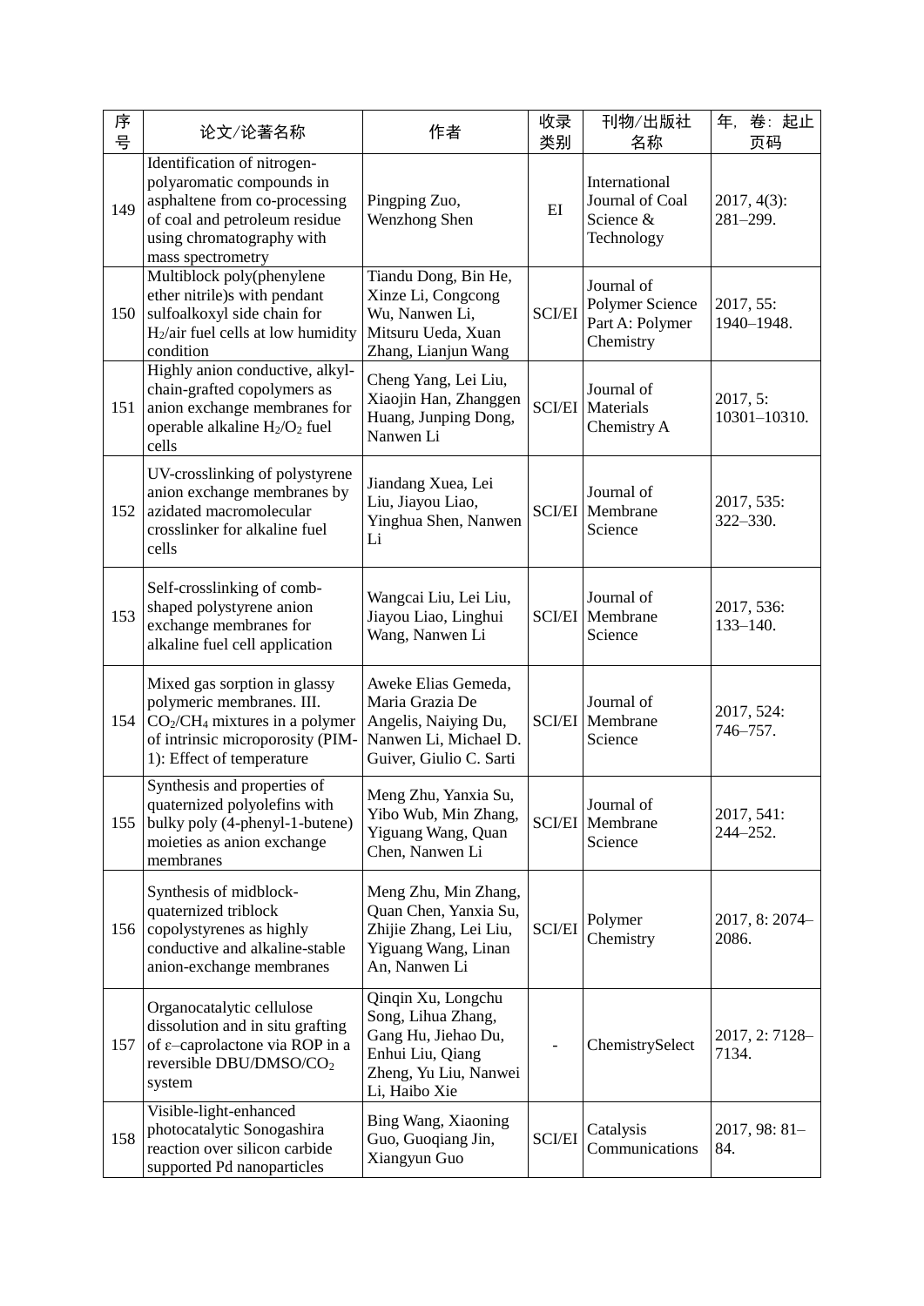| 序号 | 论文/论著名称 | 作者 | 收录类别 | 刊物/出版社名称 | 年，卷：起止页码 |
|---|---|---|---|---|---|
| 149 | Identification of nitrogen-polyaromatic compounds in asphaltene from co-processing of coal and petroleum residue using chromatography with mass spectrometry | Pingping Zuo, Wenzhong Shen | EI | International Journal of Coal Science & Technology | 2017, 4(3): 281–299. |
| 150 | Multiblock poly(phenylene ether nitrile)s with pendant sulfoalkoxyl side chain for $H_2$/air fuel cells at low humidity condition | Tiandu Dong, Bin He, Xinze Li, Congcong Wu, Nanwen Li, Mitsuru Ueda, Xuan Zhang, Lianjun Wang | SCI/EI | Journal of Polymer Science Part A: Polymer Chemistry | 2017, 55: 1940–1948. |
| 151 | Highly anion conductive, alkyl-chain-grafted copolymers as anion exchange membranes for operable alkaline $H_2/O_2$ fuel cells | Cheng Yang, Lei Liu, Xiaojin Han, Zhanggen Huang, Junping Dong, Nanwen Li | SCI/EI | Journal of Materials Chemistry A | 2017, 5: 10301–10310. |
| 152 | UV-crosslinking of polystyrene anion exchange membranes by azidated macromolecular crosslinker for alkaline fuel cells | Jiandang Xuea, Lei Liu, Jiayou Liao, Yinghua Shen, Nanwen Li | SCI/EI | Journal of Membrane Science | 2017, 535: 322–330. |
| 153 | Self-crosslinking of comb-shaped polystyrene anion exchange membranes for alkaline fuel cell application | Wangcai Liu, Lei Liu, Jiayou Liao, Linghui Wang, Nanwen Li | SCI/EI | Journal of Membrane Science | 2017, 536: 133–140. |
| 154 | Mixed gas sorption in glassy polymeric membranes. III. $CO_2/CH_4$ mixtures in a polymer of intrinsic microporosity (PIM-1): Effect of temperature | Aweke Elias Gemeda, Maria Grazia De Angelis, Naiying Du, Nanwen Li, Michael D. Guiver, Giulio C. Sarti | SCI/EI | Journal of Membrane Science | 2017, 524: 746–757. |
| 155 | Synthesis and properties of quaternized polyolefins with bulky poly (4-phenyl-1-butene) moieties as anion exchange membranes | Meng Zhu, Yanxia Su, Yibo Wub, Min Zhang, Yiguang Wang, Quan Chen, Nanwen Li | SCI/EI | Journal of Membrane Science | 2017, 541: 244–252. |
| 156 | Synthesis of midblock-quaternized triblock copolystyrenes as highly conductive and alkaline-stable anion-exchange membranes | Meng Zhu, Min Zhang, Quan Chen, Yanxia Su, Zhijie Zhang, Lei Liu, Yiguang Wang, Linan An, Nanwen Li | SCI/EI | Polymer Chemistry | 2017, 8: 2074–2086. |
| 157 | Organocatalytic cellulose dissolution and in situ grafting of ε–caprolactone via ROP in a reversible DBU/DMSO/$CO_2$ system | Qinqin Xu, Longchu Song, Lihua Zhang, Gang Hu, Jiehao Du, Enhui Liu, Qiang Zheng, Yu Liu, Nanwei Li, Haibo Xie | - | ChemistrySelect | 2017, 2: 7128–7134. |
| 158 | Visible-light-enhanced photocatalytic Sonogashira reaction over silicon carbide supported Pd nanoparticles | Bing Wang, Xiaoning Guo, Guoqiang Jin, Xiangyun Guo | SCI/EI | Catalysis Communications | 2017, 98: 81–84. |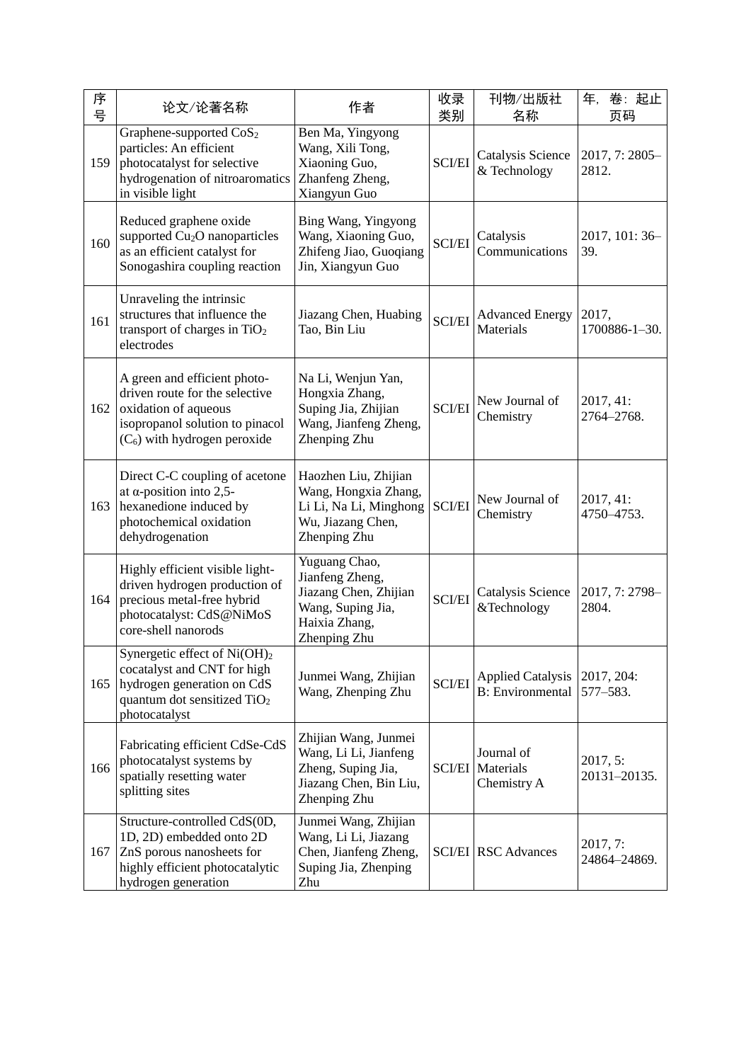| 序号 | 论文/论著名称 | 作者 | 收录类别 | 刊物/出版社名称 | 年，卷：起止页码 |
|---|---|---|---|---|---|
| 159 | Graphene-supported $CoS_2$ particles: An efficient photocatalyst for selective hydrogenation of nitroaromatics in visible light | Ben Ma, Yingyong Wang, Xili Tong, Xiaoning Guo, Zhanfeng Zheng, Xiangyun Guo | SCI/EI | Catalysis Science & Technology | 2017, 7: 2805–2812. |
| 160 | Reduced graphene oxide supported $Cu_2O$ nanoparticles as an efficient catalyst for Sonogashira coupling reaction | Bing Wang, Yingyong Wang, Xiaoning Guo, Zhifeng Jiao, Guoqiang Jin, Xiangyun Guo | SCI/EI | Catalysis Communications | 2017, 101: 36–39. |
| 161 | Unraveling the intrinsic structures that influence the transport of charges in $TiO_2$ electrodes | Jiazang Chen, Huabing Tao, Bin Liu | SCI/EI | Advanced Energy Materials | 2017, 1700886-1–30. |
| 162 | A green and efficient photo-driven route for the selective oxidation of aqueous isopropanol solution to pinacol ($C_6$) with hydrogen peroxide | Na Li, Wenjun Yan, Hongxia Zhang, Suping Jia, Zhijian Wang, Jianfeng Zheng, Zhenping Zhu | SCI/EI | New Journal of Chemistry | 2017, 41: 2764–2768. |
| 163 | Direct C-C coupling of acetone at α-position into 2,5-hexanedione induced by photochemical oxidation dehydrogenation | Haozhen Liu, Zhijian Wang, Hongxia Zhang, Li Li, Na Li, Minghong Wu, Jiazang Chen, Zhenping Zhu | SCI/EI | New Journal of Chemistry | 2017, 41: 4750–4753. |
| 164 | Highly efficient visible light-driven hydrogen production of precious metal-free hybrid photocatalyst: CdS@NiMoS core-shell nanorods | Yuguang Chao, Jianfeng Zheng, Jiazang Chen, Zhijian Wang, Suping Jia, Haixia Zhang, Zhenping Zhu | SCI/EI | Catalysis Science &Technology | 2017, 7: 2798–2804. |
| 165 | Synergetic effect of $Ni(OH)_2$ cocatalyst and CNT for high hydrogen generation on CdS quantum dot sensitized $TiO_2$ photocatalyst | Junmei Wang, Zhijian Wang, Zhenping Zhu | SCI/EI | Applied Catalysis B: Environmental | 2017, 204: 577–583. |
| 166 | Fabricating efficient CdSe-CdS photocatalyst systems by spatially resetting water splitting sites | Zhijian Wang, Junmei Wang, Li Li, Jianfeng Zheng, Suping Jia, Jiazang Chen, Bin Liu, Zhenping Zhu | SCI/EI | Journal of Materials Chemistry A | 2017, 5: 20131–20135. |
| 167 | Structure-controlled CdS(0D, 1D, 2D) embedded onto 2D ZnS porous nanosheets for highly efficient photocatalytic hydrogen generation | Junmei Wang, Zhijian Wang, Li Li, Jiazang Chen, Jianfeng Zheng, Suping Jia, Zhenping Zhu | SCI/EI | RSC Advances | 2017, 7: 24864–24869. |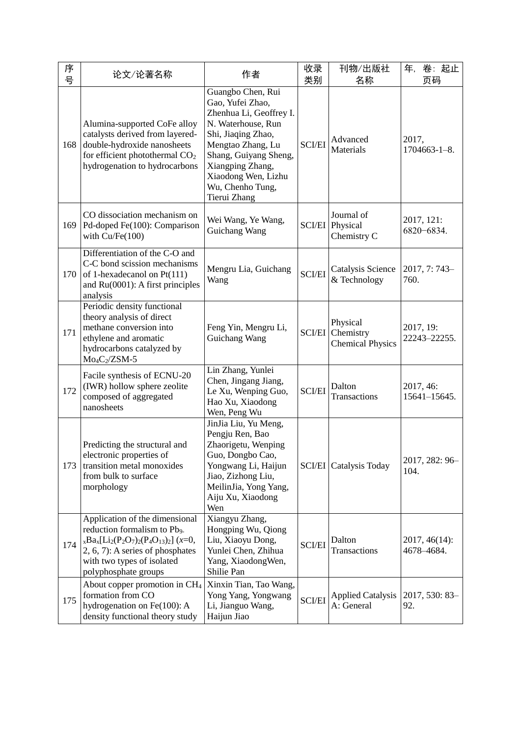| 序号 | 论文/论著名称 | 作者 | 收录类别 | 刊物/出版社名称 | 年，卷：起止页码 |
|---|---|---|---|---|---|
| 168 | Alumina-supported CoFe alloy catalysts derived from layered-double-hydroxide nanosheets for efficient photothermal $CO_2$ hydrogenation to hydrocarbons | Guangbo Chen, Rui Gao, Yufei Zhao, Zhenhua Li, Geoffrey I. N. Waterhouse, Run Shi, Jiaqing Zhao, Mengtao Zhang, Lu Shang, Guiyang Sheng, Xiangping Zhang, Xiaodong Wen, Lizhu Wu, Chenho Tung, Tierui Zhang | SCI/EI | Advanced Materials | 2017, 1704663-1–8. |
| 169 | CO dissociation mechanism on Pd-doped Fe(100): Comparison with Cu/Fe(100) | Wei Wang, Ye Wang, Guichang Wang | SCI/EI | Journal of Physical Chemistry C | 2017, 121: 6820−6834. |
| 170 | Differentiation of the C-O and C-C bond scission mechanisms of 1-hexadecanol on Pt(111) and Ru(0001): A first principles analysis | Mengru Lia, Guichang Wang | SCI/EI | Catalysis Science & Technology | 2017, 7: 743–760. |
| 171 | Periodic density functional theory analysis of direct methane conversion into ethylene and aromatic hydrocarbons catalyzed by $Mo_4C_2$/ZSM-5 | Feng Yin, Mengru Li, Guichang Wang | SCI/EI | Physical Chemistry Chemical Physics | 2017, 19: 22243–22255. |
| 172 | Facile synthesis of ECNU-20 (IWR) hollow sphere zeolite composed of aggregated nanosheets | Lin Zhang, Yunlei Chen, Jingang Jiang, Le Xu, Wenping Guo, Hao Xu, Xiaodong Wen, Peng Wu | SCI/EI | Dalton Transactions | 2017, 46: 15641–15645. |
| 173 | Predicting the structural and electronic properties of transition metal monoxides from bulk to surface morphology | JinJia Liu, Yu Meng, Pengju Ren, Bao Zhaorigetu, Wenping Guo, Dongbo Cao, Yongwang Li, Haijun Jiao, Zizhong Liu, MeilinJia, Yong Yang, Aiju Xu, Xiaodong Wen | SCI/EI | Catalysis Today | 2017, 282: 96–104. |
| 174 | Application of the dimensional reduction formalism to $Pb_{9-x}Ba_x[Li_2(P_2O_7)_2(P_4O_{13})_2]$ ($x$=0, 2, 6, 7): A series of phosphates with two types of isolated polyphosphate groups | Xiangyu Zhang, Hongping Wu, Qiong Liu, Xiaoyu Dong, Yunlei Chen, Zhihua Yang, XiaodongWen, Shilie Pan | SCI/EI | Dalton Transactions | 2017, 46(14): 4678–4684. |
| 175 | About copper promotion in $CH_4$ formation from CO hydrogenation on Fe(100): A density functional theory study | Xinxin Tian, Tao Wang, Yong Yang, Yongwang Li, Jianguo Wang, Haijun Jiao | SCI/EI | Applied Catalysis A: General | 2017, 530: 83–92. |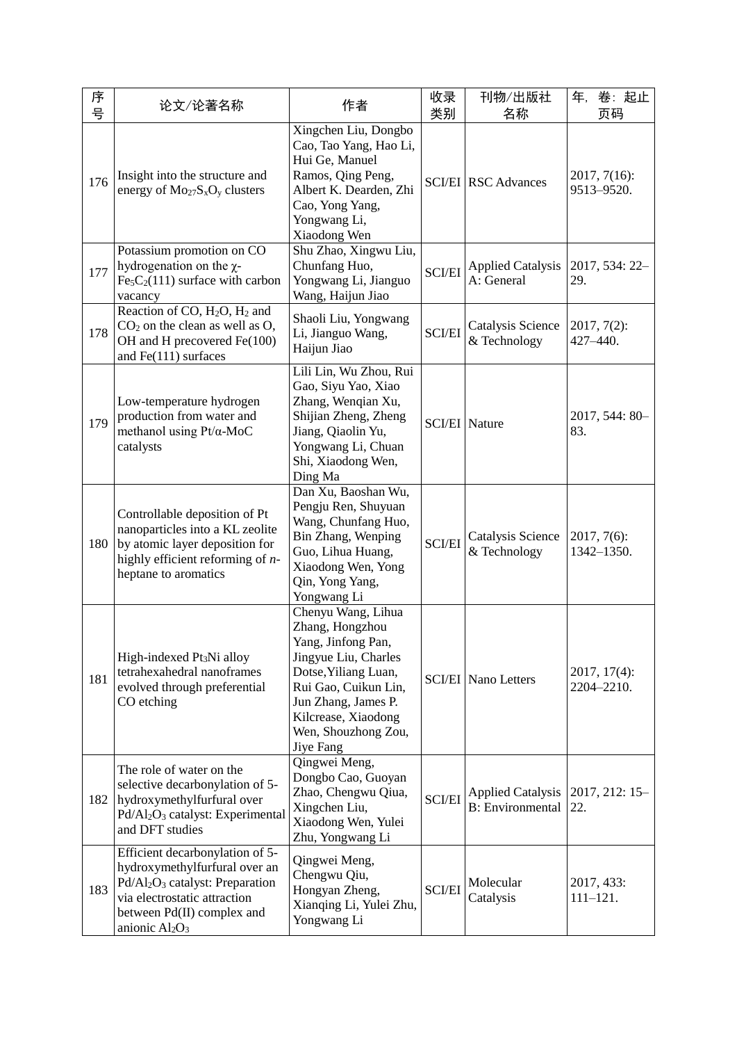| 序号 | 论文/论著名称 | 作者 | 收录类别 | 刊物/出版社名称 | 年，卷：起止页码 |
|---|---|---|---|---|---|
| 176 | Insight into the structure and energy of $Mo_{27}S_xO_y$ clusters | Xingchen Liu, Dongbo Cao, Tao Yang, Hao Li, Hui Ge, Manuel Ramos, Qing Peng, Albert K. Dearden, Zhi Cao, Yong Yang, Yongwang Li, Xiaodong Wen | SCI/EI | RSC Advances | 2017, 7(16): 9513–9520. |
| 177 | Potassium promotion on CO hydrogenation on the χ-$Fe_5C_2$(111) surface with carbon vacancy | Shu Zhao, Xingwu Liu, Chunfang Huo, Yongwang Li, Jianguo Wang, Haijun Jiao | SCI/EI | Applied Catalysis A: General | 2017, 534: 22–29. |
| 178 | Reaction of CO, $H_2O$, $H_2$ and $CO_2$ on the clean as well as O, OH and H precovered Fe(100) and Fe(111) surfaces | Shaoli Liu, Yongwang Li, Jianguo Wang, Haijun Jiao | SCI/EI | Catalysis Science & Technology | 2017, 7(2): 427–440. |
| 179 | Low-temperature hydrogen production from water and methanol using Pt/α-MoC catalysts | Lili Lin, Wu Zhou, Rui Gao, Siyu Yao, Xiao Zhang, Wenqian Xu, Shijian Zheng, Zheng Jiang, Qiaolin Yu, Yongwang Li, Chuan Shi, Xiaodong Wen, Ding Ma | SCI/EI | Nature | 2017, 544: 80–83. |
| 180 | Controllable deposition of Pt nanoparticles into a KL zeolite by atomic layer deposition for highly efficient reforming of *n*-heptane to aromatics | Dan Xu, Baoshan Wu, Pengju Ren, Shuyuan Wang, Chunfang Huo, Bin Zhang, Wenping Guo, Lihua Huang, Xiaodong Wen, Yong Qin, Yong Yang, Yongwang Li | SCI/EI | Catalysis Science & Technology | 2017, 7(6): 1342–1350. |
| 181 | High-indexed $Pt_3Ni$ alloy tetrahexahedral nanoframes evolved through preferential CO etching | Chenyu Wang, Lihua Zhang, Hongzhou Yang, Jinfong Pan, Jingyue Liu, Charles Dotse,Yiliang Luan, Rui Gao, Cuikun Lin, Jun Zhang, James P. Kilcrease, Xiaodong Wen, Shouzhong Zou, Jiye Fang | SCI/EI | Nano Letters | 2017, 17(4): 2204–2210. |
| 182 | The role of water on the selective decarbonylation of 5-hydroxymethylfurfural over $Pd/Al_2O_3$ catalyst: Experimental and DFT studies | Qingwei Meng, Dongbo Cao, Guoyan Zhao, Chengwu Qiua, Xingchen Liu, Xiaodong Wen, Yulei Zhu, Yongwang Li | SCI/EI | Applied Catalysis B: Environmental | 2017, 212: 15–22. |
| 183 | Efficient decarbonylation of 5-hydroxymethylfurfural over an $Pd/Al_2O_3$ catalyst: Preparation via electrostatic attraction between Pd(II) complex and anionic $Al_2O_3$ | Qingwei Meng, Chengwu Qiu, Hongyan Zheng, Xianqing Li, Yulei Zhu, Yongwang Li | SCI/EI | Molecular Catalysis | 2017, 433: 111–121. |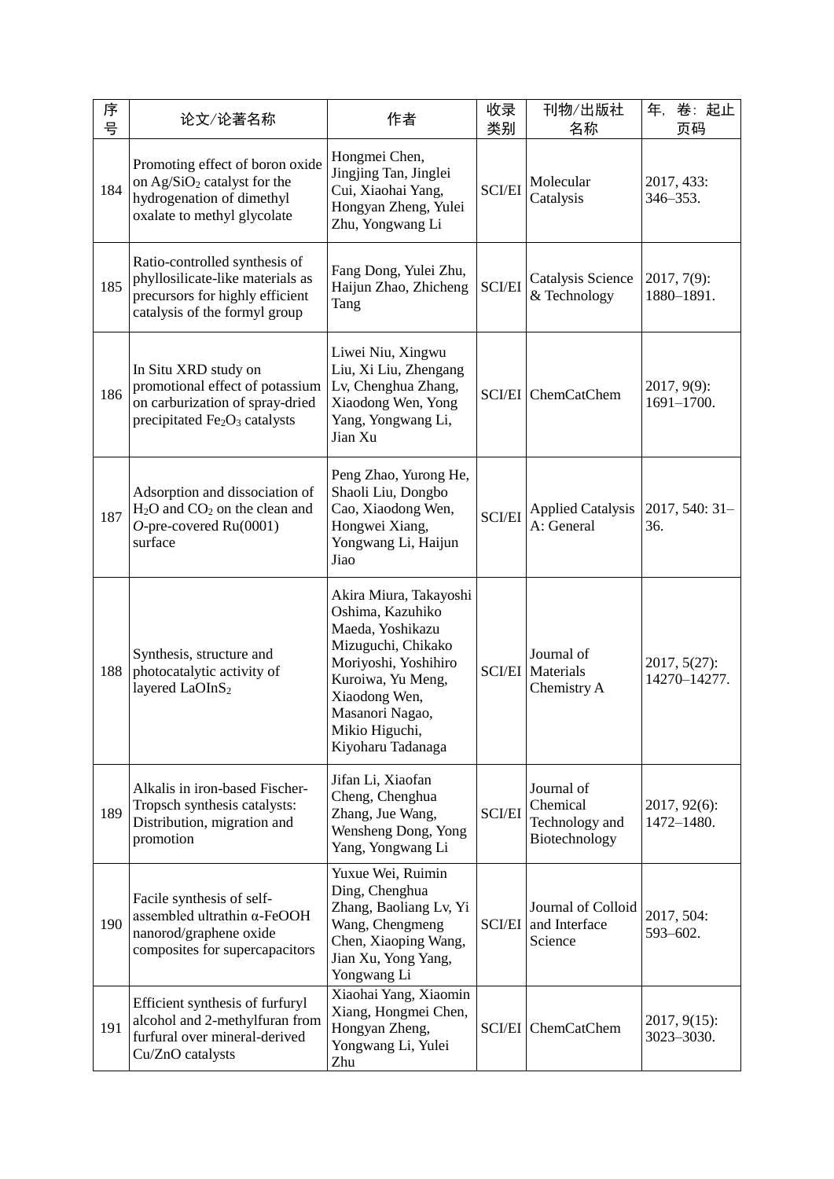| 序号 | 论文/论著名称 | 作者 | 收录类别 | 刊物/出版社名称 | 年，卷：起止页码 |
|---|---|---|---|---|---|
| 184 | Promoting effect of boron oxide on $Ag/SiO_2$ catalyst for the hydrogenation of dimethyl oxalate to methyl glycolate | Hongmei Chen, Jingjing Tan, Jinglei Cui, Xiaohai Yang, Hongyan Zheng, Yulei Zhu, Yongwang Li | SCI/EI | Molecular Catalysis | 2017, 433: 346–353. |
| 185 | Ratio-controlled synthesis of phyllosilicate-like materials as precursors for highly efficient catalysis of the formyl group | Fang Dong, Yulei Zhu, Haijun Zhao, Zhicheng Tang | SCI/EI | Catalysis Science & Technology | 2017, 7(9): 1880–1891. |
| 186 | In Situ XRD study on promotional effect of potassium on carburization of spray-dried precipitated $Fe_2O_3$ catalysts | Liwei Niu, Xingwu Liu, Xi Liu, Zhengang Lv, Chenghua Zhang, Xiaodong Wen, Yong Yang, Yongwang Li, Jian Xu | SCI/EI | ChemCatChem | 2017, 9(9): 1691–1700. |
| 187 | Adsorption and dissociation of $H_2O$ and $CO_2$ on the clean and *O*-pre-covered Ru(0001) surface | Peng Zhao, Yurong He, Shaoli Liu, Dongbo Cao, Xiaodong Wen, Hongwei Xiang, Yongwang Li, Haijun Jiao | SCI/EI | Applied Catalysis A: General | 2017, 540: 31–36. |
| 188 | Synthesis, structure and photocatalytic activity of layered $LaOInS_2$ | Akira Miura, Takayoshi Oshima, Kazuhiko Maeda, Yoshikazu Mizuguchi, Chikako Moriyoshi, Yoshihiro Kuroiwa, Yu Meng, Xiaodong Wen, Masanori Nagao, Mikio Higuchi, Kiyoharu Tadanaga | SCI/EI | Journal of Materials Chemistry A | 2017, 5(27): 14270–14277. |
| 189 | Alkalis in iron-based Fischer-Tropsch synthesis catalysts: Distribution, migration and promotion | Jifan Li, Xiaofan Cheng, Chenghua Zhang, Jue Wang, Wensheng Dong, Yong Yang, Yongwang Li | SCI/EI | Journal of Chemical Technology and Biotechnology | 2017, 92(6): 1472–1480. |
| 190 | Facile synthesis of self-assembled ultrathin α-FeOOH nanorod/graphene oxide composites for supercapacitors | Yuxue Wei, Ruimin Ding, Chenghua Zhang, Baoliang Lv, Yi Wang, Chengmeng Chen, Xiaoping Wang, Jian Xu, Yong Yang, Yongwang Li | SCI/EI | Journal of Colloid and Interface Science | 2017, 504: 593–602. |
| 191 | Efficient synthesis of furfuryl alcohol and 2-methylfuran from furfural over mineral-derived Cu/ZnO catalysts | Xiaohai Yang, Xiaomin Xiang, Hongmei Chen, Hongyan Zheng, Yongwang Li, Yulei Zhu | SCI/EI | ChemCatChem | 2017, 9(15): 3023–3030. |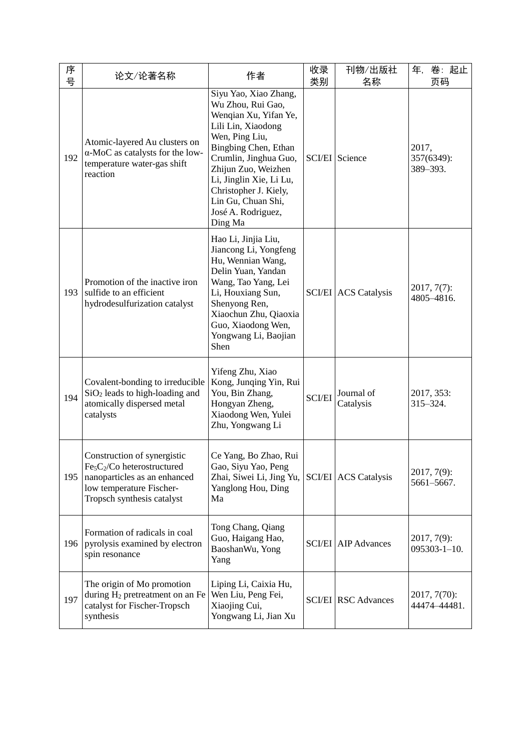| 序号 | 论文/论著名称 | 作者 | 收录类别 | 刊物/出版社名称 | 年，卷：起止页码 |
|---|---|---|---|---|---|
| 192 | Atomic-layered Au clusters on α-MoC as catalysts for the low-temperature water-gas shift reaction | Siyu Yao, Xiao Zhang, Wu Zhou, Rui Gao, Wenqian Xu, Yifan Ye, Lili Lin, Xiaodong Wen, Ping Liu, Bingbing Chen, Ethan Crumlin, Jinghua Guo, Zhijun Zuo, Weizhen Li, Jinglin Xie, Li Lu, Christopher J. Kiely, Lin Gu, Chuan Shi, José A. Rodriguez, Ding Ma | SCI/EI | Science | 2017, 357(6349): 389–393. |
| 193 | Promotion of the inactive iron sulfide to an efficient hydrodesulfurization catalyst | Hao Li, Jinjia Liu, Jiancong Li, Yongfeng Hu, Wennian Wang, Delin Yuan, Yandan Wang, Tao Yang, Lei Li, Houxiang Sun, Shenyong Ren, Xiaochun Zhu, Qiaoxia Guo, Xiaodong Wen, Yongwang Li, Baojian Shen | SCI/EI | ACS Catalysis | 2017, 7(7): 4805–4816. |
| 194 | Covalent-bonding to irreducible $SiO_2$ leads to high-loading and atomically dispersed metal catalysts | Yifeng Zhu, Xiao Kong, Junqing Yin, Rui You, Bin Zhang, Hongyan Zheng, Xiaodong Wen, Yulei Zhu, Yongwang Li | SCI/EI | Journal of Catalysis | 2017, 353: 315–324. |
| 195 | Construction of synergistic $Fe_5C_2$/Co heterostructured nanoparticles as an enhanced low temperature Fischer-Tropsch synthesis catalyst | Ce Yang, Bo Zhao, Rui Gao, Siyu Yao, Peng Zhai, Siwei Li, Jing Yu, Yanglong Hou, Ding Ma | SCI/EI | ACS Catalysis | 2017, 7(9): 5661–5667. |
| 196 | Formation of radicals in coal pyrolysis examined by electron spin resonance | Tong Chang, Qiang Guo, Haigang Hao, BaoshanWu, Yong Yang | SCI/EI | AIP Advances | 2017, 7(9): 095303-1–10. |
| 197 | The origin of Mo promotion during $H_2$ pretreatment on an Fe catalyst for Fischer-Tropsch synthesis | Liping Li, Caixia Hu, Wen Liu, Peng Fei, Xiaojing Cui, Yongwang Li, Jian Xu | SCI/EI | RSC Advances | 2017, 7(70): 44474–44481. |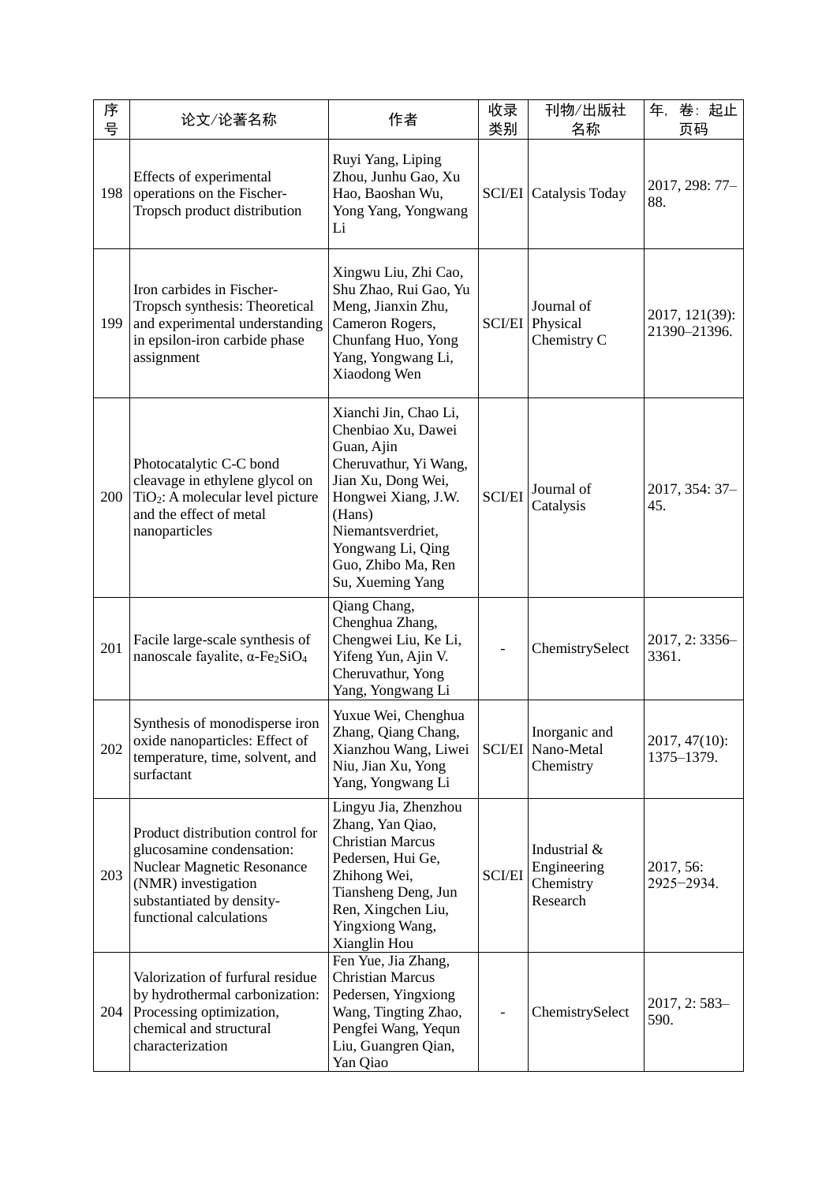| 序号 | 论文/论著名称 | 作者 | 收录类别 | 刊物/出版社名称 | 年，卷：起止页码 |
|---|---|---|---|---|---|
| 198 | Effects of experimental operations on the Fischer-Tropsch product distribution | Ruyi Yang, Liping Zhou, Junhu Gao, Xu Hao, Baoshan Wu, Yong Yang, Yongwang Li | SCI/EI | Catalysis Today | 2017, 298: 77–88. |
| 199 | Iron carbides in Fischer-Tropsch synthesis: Theoretical and experimental understanding in epsilon-iron carbide phase assignment | Xingwu Liu, Zhi Cao, Shu Zhao, Rui Gao, Yu Meng, Jianxin Zhu, Cameron Rogers, Chunfang Huo, Yong Yang, Yongwang Li, Xiaodong Wen | SCI/EI | Journal of Physical Chemistry C | 2017, 121(39): 21390–21396. |
| 200 | Photocatalytic C-C bond cleavage in ethylene glycol on $TiO_2$: A molecular level picture and the effect of metal nanoparticles | Xianchi Jin, Chao Li, Chenbiao Xu, Dawei Guan, Ajin Cheruvathur, Yi Wang, Jian Xu, Dong Wei, Hongwei Xiang, J.W. (Hans) Niemantsverdriet, Yongwang Li, Qing Guo, Zhibo Ma, Ren Su, Xueming Yang | SCI/EI | Journal of Catalysis | 2017, 354: 37–45. |
| 201 | Facile large-scale synthesis of nanoscale fayalite, α-$Fe_2SiO_4$ | Qiang Chang, Chenghua Zhang, Chengwei Liu, Ke Li, Yifeng Yun, Ajin V. Cheruvathur, Yong Yang, Yongwang Li | - | ChemistrySelect | 2017, 2: 3356–3361. |
| 202 | Synthesis of monodisperse iron oxide nanoparticles: Effect of temperature, time, solvent, and surfactant | Yuxue Wei, Chenghua Zhang, Qiang Chang, Xianzhou Wang, Liwei Niu, Jian Xu, Yong Yang, Yongwang Li | SCI/EI | Inorganic and Nano-Metal Chemistry | 2017, 47(10): 1375–1379. |
| 203 | Product distribution control for glucosamine condensation: Nuclear Magnetic Resonance (NMR) investigation substantiated by density-functional calculations | Lingyu Jia, Zhenzhou Zhang, Yan Qiao, Christian Marcus Pedersen, Hui Ge, Zhihong Wei, Tiansheng Deng, Jun Ren, Xingchen Liu, Yingxiong Wang, Xianglin Hou | SCI/EI | Industrial & Engineering Chemistry Research | 2017, 56: 2925−2934. |
| 204 | Valorization of furfural residue by hydrothermal carbonization: Processing optimization, chemical and structural characterization | Fen Yue, Jia Zhang, Christian Marcus Pedersen, Yingxiong Wang, Tingting Zhao, Pengfei Wang, Yequn Liu, Guangren Qian, Yan Qiao | - | ChemistrySelect | 2017, 2: 583–590. |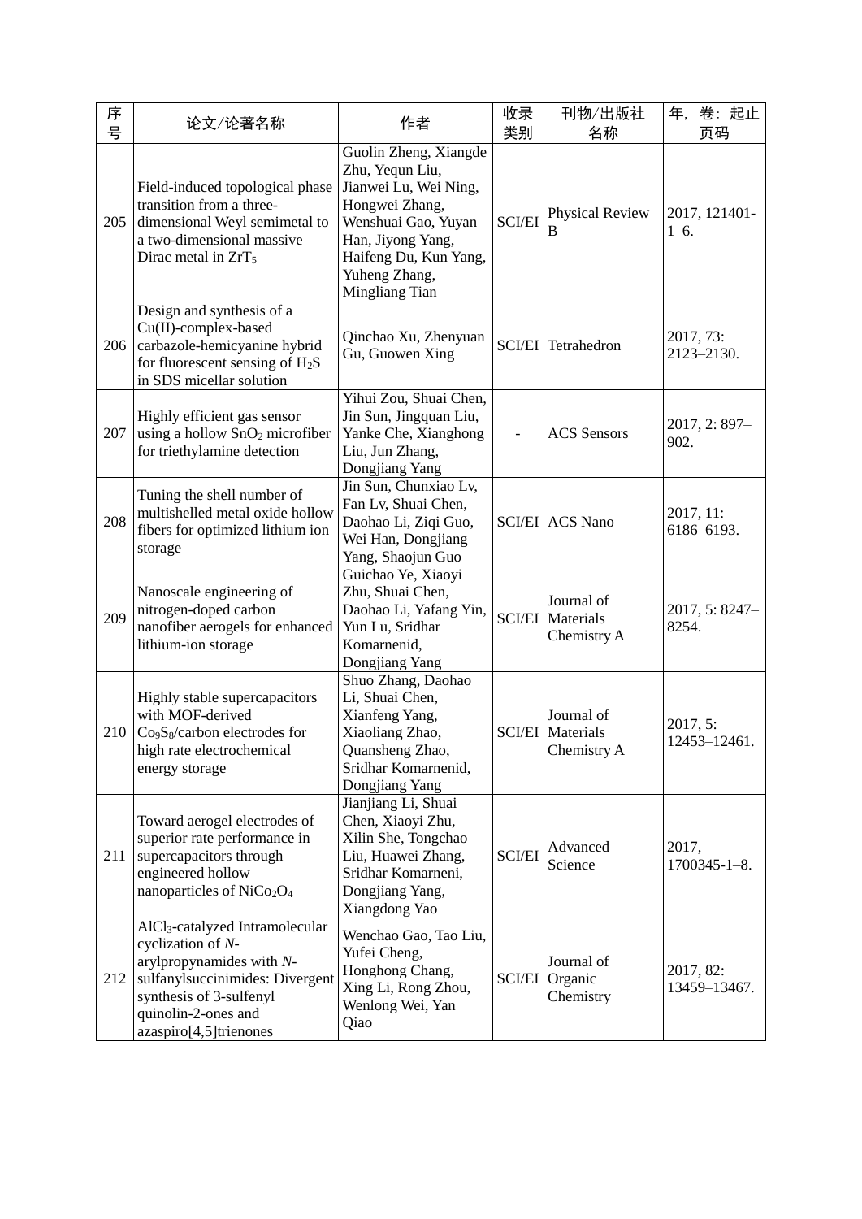| 序号 | 论文/论著名称 | 作者 | 收录类别 | 刊物/出版社名称 | 年，卷：起止页码 |
| --- | --- | --- | --- | --- | --- |
| 205 | Field-induced topological phase transition from a three-dimensional Weyl semimetal to a two-dimensional massive Dirac metal in $ZrTe_5$ | Guolin Zheng, Xiangde Zhu, Yequn Liu, Jianwei Lu, Wei Ning, Hongwei Zhang, Wenshuai Gao, Yuyan Han, Jiyong Yang, Haifeng Du, Kun Yang, Yuheng Zhang, Mingliang Tian | SCI/EI | Physical Review B | 2017, 121401-1–6. |
| 206 | Design and synthesis of a Cu(II)-complex-based carbazole-hemicyanine hybrid for fluorescent sensing of $H_2S$ in SDS micellar solution | Qinchao Xu, Zhenyuan Gu, Guowen Xing | SCI/EI | Tetrahedron | 2017, 73: 2123–2130. |
| 207 | Highly efficient gas sensor using a hollow $SnO_2$ microfiber for triethylamine detection | Yihui Zou, Shuai Chen, Jin Sun, Jingquan Liu, Yanke Che, Xianghong Liu, Jun Zhang, Dongjiang Yang | - | ACS Sensors | 2017, 2: 897–902. |
| 208 | Tuning the shell number of multishelled metal oxide hollow fibers for optimized lithium ion storage | Jin Sun, Chunxiao Lv, Fan Lv, Shuai Chen, Daohao Li, Ziqi Guo, Wei Han, Dongjiang Yang, Shaojun Guo | SCI/EI | ACS Nano | 2017, 11: 6186–6193. |
| 209 | Nanoscale engineering of nitrogen-doped carbon nanofiber aerogels for enhanced lithium-ion storage | Guichao Ye, Xiaoyi Zhu, Shuai Chen, Daohao Li, Yafang Yin, Yun Lu, Sridhar Komarnenid, Dongjiang Yang | SCI/EI | Journal of Materials Chemistry A | 2017, 5: 8247–8254. |
| 210 | Highly stable supercapacitors with MOF-derived $Co_9S_8$/carbon electrodes for high rate electrochemical energy storage | Shuo Zhang, Daohao Li, Shuai Chen, Xianfeng Yang, Xiaoliang Zhao, Quansheng Zhao, Sridhar Komarnenid, Dongjiang Yang | SCI/EI | Journal of Materials Chemistry A | 2017, 5: 12453–12461. |
| 211 | Toward aerogel electrodes of superior rate performance in supercapacitors through engineered hollow nanoparticles of $NiCo_2O_4$ | Jianjiang Li, Shuai Chen, Xiaoyi Zhu, Xilin She, Tongchao Liu, Huawei Zhang, Sridhar Komarneni, Dongjiang Yang, Xiangdong Yao | SCI/EI | Advanced Science | 2017, 1700345-1–8. |
| 212 | $AlCl_3$-catalyzed Intramolecular cyclization of *N*-arylpropynamides with *N*-sulfanylsuccinimides: Divergent synthesis of 3-sulfenyl quinolin-2-ones and azaspiro[4,5]trienones | Wenchao Gao, Tao Liu, Yufei Cheng, Honghong Chang, Xing Li, Rong Zhou, Wenlong Wei, Yan Qiao | SCI/EI | Journal of Organic Chemistry | 2017, 82: 13459–13467. |